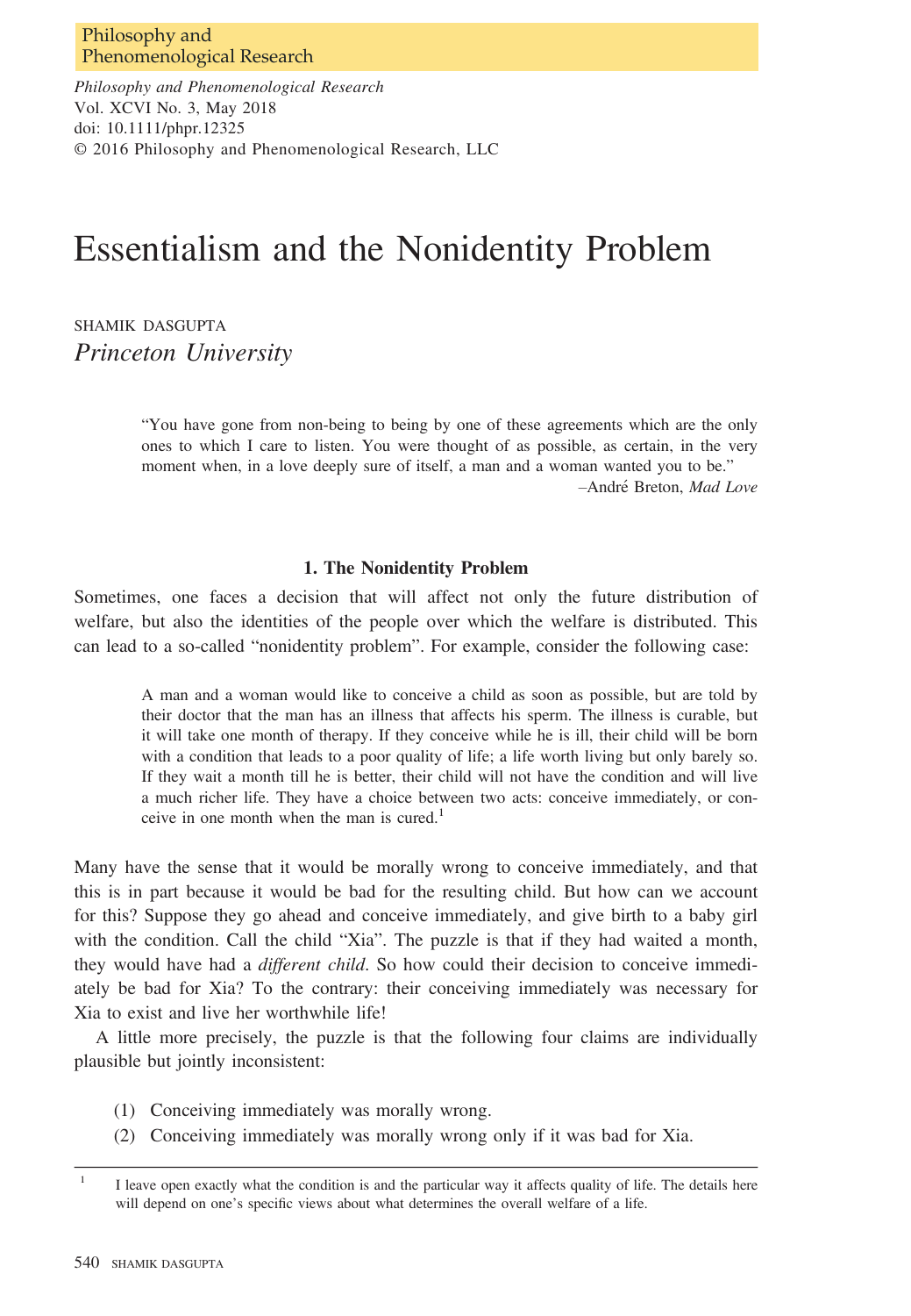# Essentialism and the Nonidentity Problem

SHAMIK DASGUPTA
*Princeton University*

> "You have gone from non-being to being by one of these agreements which are the only ones to which I care to listen. You were thought of as possible, as certain, in the very moment when, in a love deeply sure of itself, a man and a woman wanted you to be."
>
> –André Breton, *Mad Love*

## 1. The Nonidentity Problem

Sometimes, one faces a decision that will affect not only the future distribution of welfare, but also the identities of the people over which the welfare is distributed. This can lead to a so-called "nonidentity problem". For example, consider the following case:

> A man and a woman would like to conceive a child as soon as possible, but are told by their doctor that the man has an illness that affects his sperm. The illness is curable, but it will take one month of therapy. If they conceive while he is ill, their child will be born with a condition that leads to a poor quality of life; a life worth living but only barely so. If they wait a month till he is better, their child will not have the condition and will live a much richer life. They have a choice between two acts: conceive immediately, or conceive in one month when the man is cured.[1]

Many have the sense that it would be morally wrong to conceive immediately, and that this is in part because it would be bad for the resulting child. But how can we account for this? Suppose they go ahead and conceive immediately, and give birth to a baby girl with the condition. Call the child "Xia". The puzzle is that if they had waited a month, they would have had a *different child*. So how could their decision to conceive immediately be bad for Xia? To the contrary: their conceiving immediately was necessary for Xia to exist and live her worthwhile life!

A little more precisely, the puzzle is that the following four claims are individually plausible but jointly inconsistent:

(1) Conceiving immediately was morally wrong.
(2) Conceiving immediately was morally wrong only if it was bad for Xia.

[1] I leave open exactly what the condition is and the particular way it affects quality of life. The details here will depend on one's specific views about what determines the overall welfare of a life.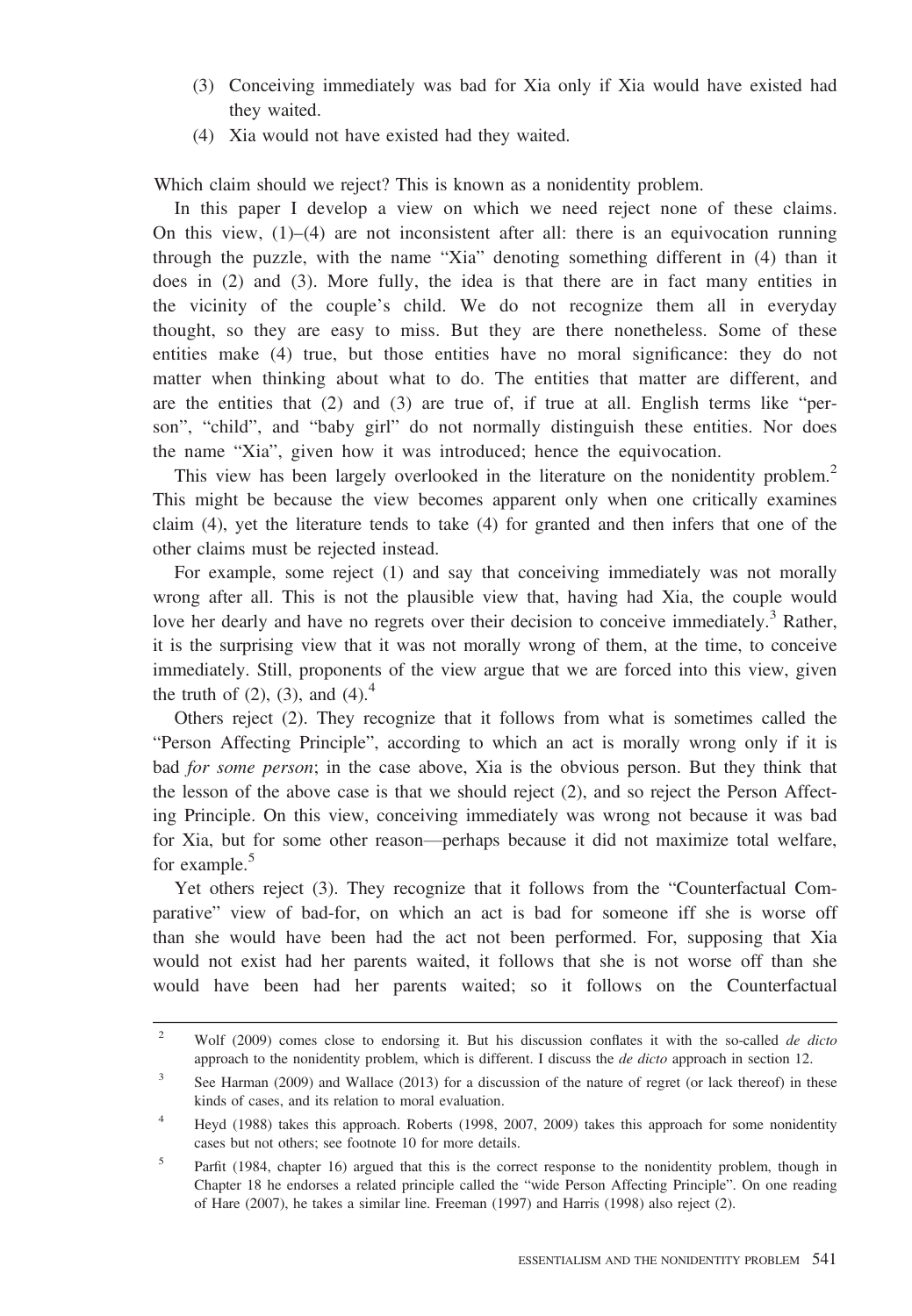(3) Conceiving immediately was bad for Xia only if Xia would have existed had they waited.

(4) Xia would not have existed had they waited.

Which claim should we reject? This is known as a nonidentity problem.

In this paper I develop a view on which we need reject none of these claims. On this view, (1)–(4) are not inconsistent after all: there is an equivocation running through the puzzle, with the name "Xia" denoting something different in (4) than it does in (2) and (3). More fully, the idea is that there are in fact many entities in the vicinity of the couple's child. We do not recognize them all in everyday thought, so they are easy to miss. But they are there nonetheless. Some of these entities make (4) true, but those entities have no moral significance: they do not matter when thinking about what to do. The entities that matter are different, and are the entities that (2) and (3) are true of, if true at all. English terms like "person", "child", and "baby girl" do not normally distinguish these entities. Nor does the name "Xia", given how it was introduced; hence the equivocation.

This view has been largely overlooked in the literature on the nonidentity problem.[2] This might be because the view becomes apparent only when one critically examines claim (4), yet the literature tends to take (4) for granted and then infers that one of the other claims must be rejected instead.

For example, some reject (1) and say that conceiving immediately was not morally wrong after all. This is not the plausible view that, having had Xia, the couple would love her dearly and have no regrets over their decision to conceive immediately.[3] Rather, it is the surprising view that it was not morally wrong of them, at the time, to conceive immediately. Still, proponents of the view argue that we are forced into this view, given the truth of (2), (3), and (4).[4]

Others reject (2). They recognize that it follows from what is sometimes called the "Person Affecting Principle", according to which an act is morally wrong only if it is bad *for some person*; in the case above, Xia is the obvious person. But they think that the lesson of the above case is that we should reject (2), and so reject the Person Affecting Principle. On this view, conceiving immediately was wrong not because it was bad for Xia, but for some other reason—perhaps because it did not maximize total welfare, for example.[5]

Yet others reject (3). They recognize that it follows from the "Counterfactual Comparative" view of bad-for, on which an act is bad for someone iff she is worse off than she would have been had the act not been performed. For, supposing that Xia would not exist had her parents waited, it follows that she is not worse off than she would have been had her parents waited; so it follows on the Counterfactual

---

[2] Wolf (2009) comes close to endorsing it. But his discussion conflates it with the so-called *de dicto* approach to the nonidentity problem, which is different. I discuss the *de dicto* approach in section 12.

[3] See Harman (2009) and Wallace (2013) for a discussion of the nature of regret (or lack thereof) in these kinds of cases, and its relation to moral evaluation.

[4] Heyd (1988) takes this approach. Roberts (1998, 2007, 2009) takes this approach for some nonidentity cases but not others; see footnote 10 for more details.

[5] Parfit (1984, chapter 16) argued that this is the correct response to the nonidentity problem, though in Chapter 18 he endorses a related principle called the "wide Person Affecting Principle". On one reading of Hare (2007), he takes a similar line. Freeman (1997) and Harris (1998) also reject (2).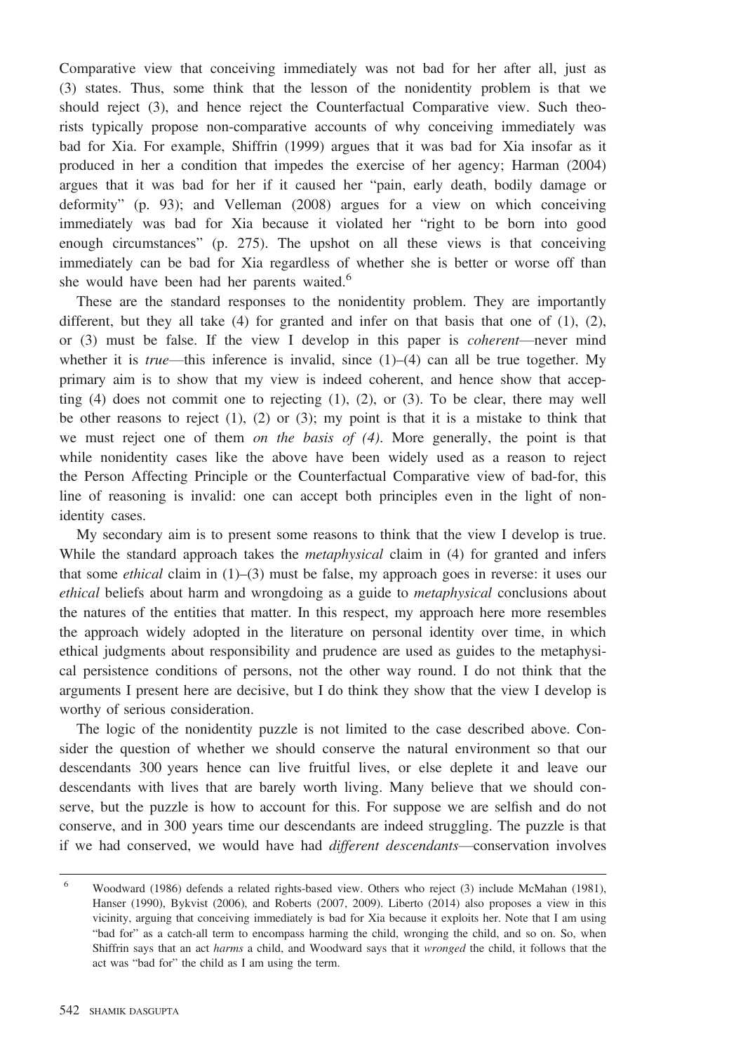Comparative view that conceiving immediately was not bad for her after all, just as (3) states. Thus, some think that the lesson of the nonidentity problem is that we should reject (3), and hence reject the Counterfactual Comparative view. Such theorists typically propose non-comparative accounts of why conceiving immediately was bad for Xia. For example, Shiffrin (1999) argues that it was bad for Xia insofar as it produced in her a condition that impedes the exercise of her agency; Harman (2004) argues that it was bad for her if it caused her "pain, early death, bodily damage or deformity" (p. 93); and Velleman (2008) argues for a view on which conceiving immediately was bad for Xia because it violated her "right to be born into good enough circumstances" (p. 275). The upshot on all these views is that conceiving immediately can be bad for Xia regardless of whether she is better or worse off than she would have been had her parents waited.[6]

These are the standard responses to the nonidentity problem. They are importantly different, but they all take (4) for granted and infer on that basis that one of (1), (2), or (3) must be false. If the view I develop in this paper is *coherent*—never mind whether it is *true*—this inference is invalid, since (1)–(4) can all be true together. My primary aim is to show that my view is indeed coherent, and hence show that accepting (4) does not commit one to rejecting (1), (2), or (3). To be clear, there may well be other reasons to reject (1), (2) or (3); my point is that it is a mistake to think that we must reject one of them *on the basis of (4)*. More generally, the point is that while nonidentity cases like the above have been widely used as a reason to reject the Person Affecting Principle or the Counterfactual Comparative view of bad-for, this line of reasoning is invalid: one can accept both principles even in the light of nonidentity cases.

My secondary aim is to present some reasons to think that the view I develop is true. While the standard approach takes the *metaphysical* claim in (4) for granted and infers that some *ethical* claim in (1)–(3) must be false, my approach goes in reverse: it uses our *ethical* beliefs about harm and wrongdoing as a guide to *metaphysical* conclusions about the natures of the entities that matter. In this respect, my approach here more resembles the approach widely adopted in the literature on personal identity over time, in which ethical judgments about responsibility and prudence are used as guides to the metaphysical persistence conditions of persons, not the other way round. I do not think that the arguments I present here are decisive, but I do think they show that the view I develop is worthy of serious consideration.

The logic of the nonidentity puzzle is not limited to the case described above. Consider the question of whether we should conserve the natural environment so that our descendants 300 years hence can live fruitful lives, or else deplete it and leave our descendants with lives that are barely worth living. Many believe that we should conserve, but the puzzle is how to account for this. For suppose we are selfish and do not conserve, and in 300 years time our descendants are indeed struggling. The puzzle is that if we had conserved, we would have had *different descendants*—conservation involves

[6] Woodward (1986) defends a related rights-based view. Others who reject (3) include McMahan (1981), Hanser (1990), Bykvist (2006), and Roberts (2007, 2009). Liberto (2014) also proposes a view in this vicinity, arguing that conceiving immediately is bad for Xia because it exploits her. Note that I am using "bad for" as a catch-all term to encompass harming the child, wronging the child, and so on. So, when Shiffrin says that an act *harms* a child, and Woodward says that it *wronged* the child, it follows that the act was "bad for" the child as I am using the term.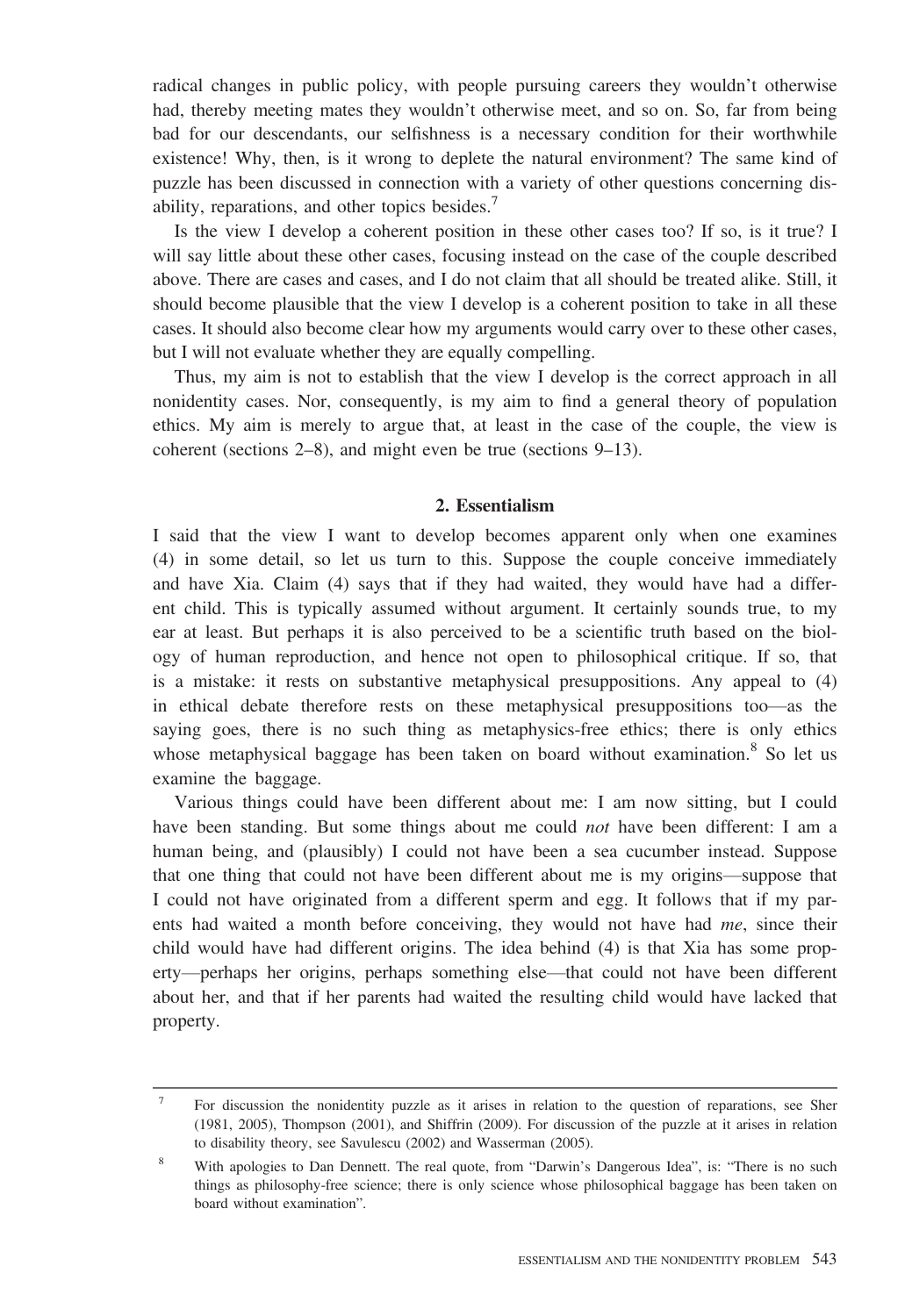radical changes in public policy, with people pursuing careers they wouldn't otherwise had, thereby meeting mates they wouldn't otherwise meet, and so on. So, far from being bad for our descendants, our selfishness is a necessary condition for their worthwhile existence! Why, then, is it wrong to deplete the natural environment? The same kind of puzzle has been discussed in connection with a variety of other questions concerning disability, reparations, and other topics besides.[7]

Is the view I develop a coherent position in these other cases too? If so, is it true? I will say little about these other cases, focusing instead on the case of the couple described above. There are cases and cases, and I do not claim that all should be treated alike. Still, it should become plausible that the view I develop is a coherent position to take in all these cases. It should also become clear how my arguments would carry over to these other cases, but I will not evaluate whether they are equally compelling.

Thus, my aim is not to establish that the view I develop is the correct approach in all nonidentity cases. Nor, consequently, is my aim to find a general theory of population ethics. My aim is merely to argue that, at least in the case of the couple, the view is coherent (sections 2–8), and might even be true (sections 9–13).

## 2. Essentialism

I said that the view I want to develop becomes apparent only when one examines (4) in some detail, so let us turn to this. Suppose the couple conceive immediately and have Xia. Claim (4) says that if they had waited, they would have had a different child. This is typically assumed without argument. It certainly sounds true, to my ear at least. But perhaps it is also perceived to be a scientific truth based on the biology of human reproduction, and hence not open to philosophical critique. If so, that is a mistake: it rests on substantive metaphysical presuppositions. Any appeal to (4) in ethical debate therefore rests on these metaphysical presuppositions too—as the saying goes, there is no such thing as metaphysics-free ethics; there is only ethics whose metaphysical baggage has been taken on board without examination.[8] So let us examine the baggage.

Various things could have been different about me: I am now sitting, but I could have been standing. But some things about me could *not* have been different: I am a human being, and (plausibly) I could not have been a sea cucumber instead. Suppose that one thing that could not have been different about me is my origins—suppose that I could not have originated from a different sperm and egg. It follows that if my parents had waited a month before conceiving, they would not have had *me*, since their child would have had different origins. The idea behind (4) is that Xia has some property—perhaps her origins, perhaps something else—that could not have been different about her, and that if her parents had waited the resulting child would have lacked that property.

---

[7] For discussion the nonidentity puzzle as it arises in relation to the question of reparations, see Sher (1981, 2005), Thompson (2001), and Shiffrin (2009). For discussion of the puzzle at it arises in relation to disability theory, see Savulescu (2002) and Wasserman (2005).

[8] With apologies to Dan Dennett. The real quote, from "Darwin's Dangerous Idea", is: "There is no such things as philosophy-free science; there is only science whose philosophical baggage has been taken on board without examination".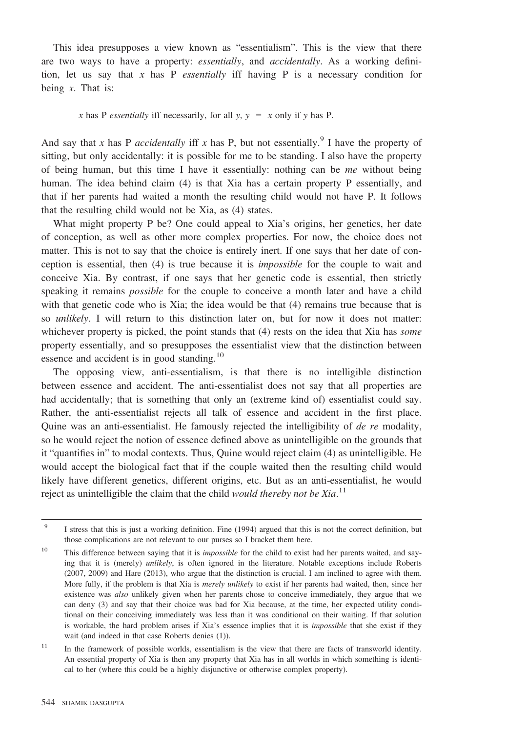This idea presupposes a view known as "essentialism". This is the view that there are two ways to have a property: *essentially*, and *accidentally*. As a working definition, let us say that *x* has P *essentially* iff having P is a necessary condition for being *x*. That is:

> *x* has P *essentially* iff necessarily, for all *y*, $y = x$ only if *y* has P.

And say that *x* has P *accidentally* iff *x* has P, but not essentially.[9] I have the property of sitting, but only accidentally: it is possible for me to be standing. I also have the property of being human, but this time I have it essentially: nothing can be *me* without being human. The idea behind claim (4) is that Xia has a certain property P essentially, and that if her parents had waited a month the resulting child would not have P. It follows that the resulting child would not be Xia, as (4) states.

What might property P be? One could appeal to Xia's origins, her genetics, her date of conception, as well as other more complex properties. For now, the choice does not matter. This is not to say that the choice is entirely inert. If one says that her date of conception is essential, then (4) is true because it is *impossible* for the couple to wait and conceive Xia. By contrast, if one says that her genetic code is essential, then strictly speaking it remains *possible* for the couple to conceive a month later and have a child with that genetic code who is Xia; the idea would be that (4) remains true because that is so *unlikely*. I will return to this distinction later on, but for now it does not matter: whichever property is picked, the point stands that (4) rests on the idea that Xia has *some* property essentially, and so presupposes the essentialist view that the distinction between essence and accident is in good standing.[10]

The opposing view, anti-essentialism, is that there is no intelligible distinction between essence and accident. The anti-essentialist does not say that all properties are had accidentally; that is something that only an (extreme kind of) essentialist could say. Rather, the anti-essentialist rejects all talk of essence and accident in the first place. Quine was an anti-essentialist. He famously rejected the intelligibility of *de re* modality, so he would reject the notion of essence defined above as unintelligible on the grounds that it "quantifies in" to modal contexts. Thus, Quine would reject claim (4) as unintelligible. He would accept the biological fact that if the couple waited then the resulting child would likely have different genetics, different origins, etc. But as an anti-essentialist, he would reject as unintelligible the claim that the child *would thereby not be Xia*.[11]

---

[9] I stress that this is just a working definition. Fine (1994) argued that this is not the correct definition, but those complications are not relevant to our purses so I bracket them here.

[10] This difference between saying that it is *impossible* for the child to exist had her parents waited, and saying that it is (merely) *unlikely*, is often ignored in the literature. Notable exceptions include Roberts (2007, 2009) and Hare (2013), who argue that the distinction is crucial. I am inclined to agree with them. More fully, if the problem is that Xia is *merely unlikely* to exist if her parents had waited, then, since her existence was *also* unlikely given when her parents chose to conceive immediately, they argue that we can deny (3) and say that their choice was bad for Xia because, at the time, her expected utility conditional on their conceiving immediately was less than it was conditional on their waiting. If that solution is workable, the hard problem arises if Xia's essence implies that it is *impossible* that she exist if they wait (and indeed in that case Roberts denies (1)).

[11] In the framework of possible worlds, essentialism is the view that there are facts of transworld identity. An essential property of Xia is then any property that Xia has in all worlds in which something is identical to her (where this could be a highly disjunctive or otherwise complex property).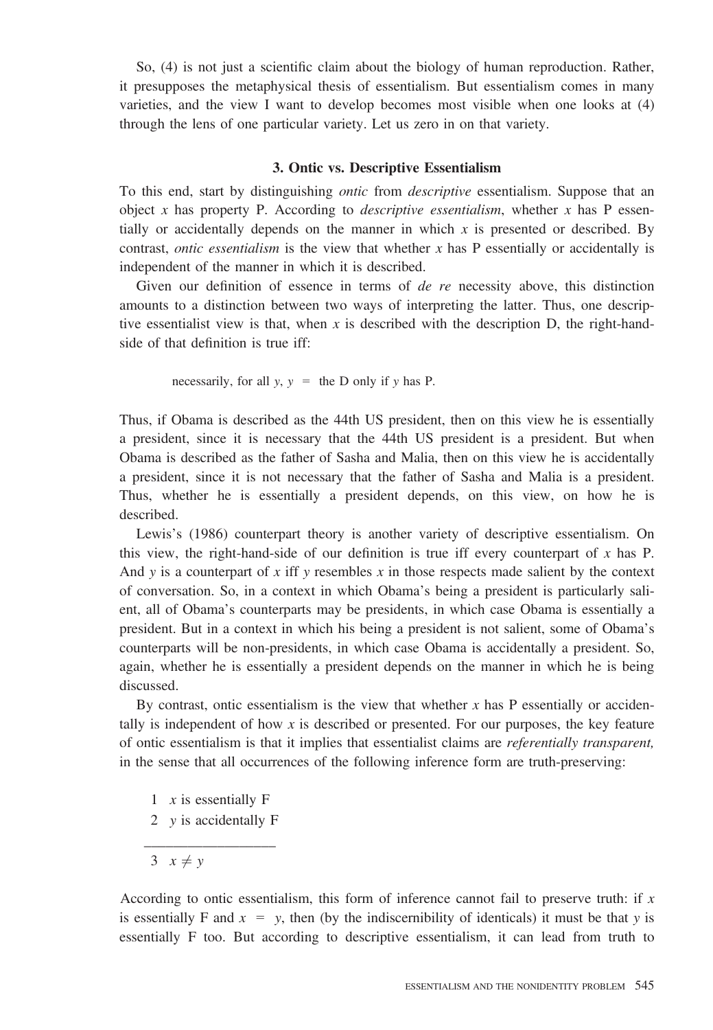So, (4) is not just a scientific claim about the biology of human reproduction. Rather, it presupposes the metaphysical thesis of essentialism. But essentialism comes in many varieties, and the view I want to develop becomes most visible when one looks at (4) through the lens of one particular variety. Let us zero in on that variety.

## 3. Ontic vs. Descriptive Essentialism

To this end, start by distinguishing *ontic* from *descriptive* essentialism. Suppose that an object $x$ has property P. According to *descriptive essentialism*, whether $x$ has P essentially or accidentally depends on the manner in which $x$ is presented or described. By contrast, *ontic essentialism* is the view that whether $x$ has P essentially or accidentally is independent of the manner in which it is described.

Given our definition of essence in terms of *de re* necessity above, this distinction amounts to a distinction between two ways of interpreting the latter. Thus, one descriptive essentialist view is that, when $x$ is described with the description D, the right-hand-side of that definition is true iff:

> necessarily, for all $y$, $y$ = the D only if $y$ has P.

Thus, if Obama is described as the 44th US president, then on this view he is essentially a president, since it is necessary that the 44th US president is a president. But when Obama is described as the father of Sasha and Malia, then on this view he is accidentally a president, since it is not necessary that the father of Sasha and Malia is a president. Thus, whether he is essentially a president depends, on this view, on how he is described.

Lewis's (1986) counterpart theory is another variety of descriptive essentialism. On this view, the right-hand-side of our definition is true iff every counterpart of $x$ has P. And $y$ is a counterpart of $x$ iff $y$ resembles $x$ in those respects made salient by the context of conversation. So, in a context in which Obama's being a president is particularly salient, all of Obama's counterparts may be presidents, in which case Obama is essentially a president. But in a context in which his being a president is not salient, some of Obama's counterparts will be non-presidents, in which case Obama is accidentally a president. So, again, whether he is essentially a president depends on the manner in which he is being discussed.

By contrast, ontic essentialism is the view that whether $x$ has P essentially or accidentally is independent of how $x$ is described or presented. For our purposes, the key feature of ontic essentialism is that it implies that essentialist claims are *referentially transparent,* in the sense that all occurrences of the following inference form are truth-preserving:

1 $x$ is essentially F
2 $y$ is accidentally F
―――――――――
3 $x \neq y$

According to ontic essentialism, this form of inference cannot fail to preserve truth: if $x$ is essentially F and $x = y$, then (by the indiscernibility of identicals) it must be that $y$ is essentially F too. But according to descriptive essentialism, it can lead from truth to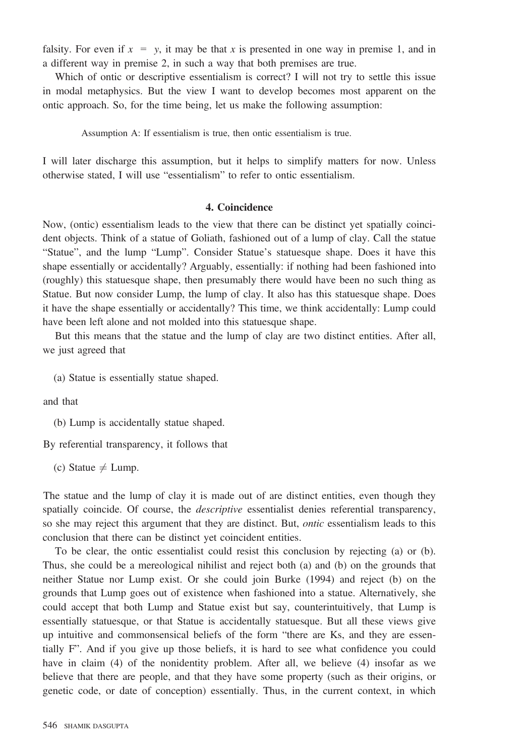falsity. For even if $x = y$, it may be that $x$ is presented in one way in premise 1, and in a different way in premise 2, in such a way that both premises are true.

Which of ontic or descriptive essentialism is correct? I will not try to settle this issue in modal metaphysics. But the view I want to develop becomes most apparent on the ontic approach. So, for the time being, let us make the following assumption:

> Assumption A: If essentialism is true, then ontic essentialism is true.

I will later discharge this assumption, but it helps to simplify matters for now. Unless otherwise stated, I will use "essentialism" to refer to ontic essentialism.

## 4. Coincidence

Now, (ontic) essentialism leads to the view that there can be distinct yet spatially coincident objects. Think of a statue of Goliath, fashioned out of a lump of clay. Call the statue "Statue", and the lump "Lump". Consider Statue's statuesque shape. Does it have this shape essentially or accidentally? Arguably, essentially: if nothing had been fashioned into (roughly) this statuesque shape, then presumably there would have been no such thing as Statue. But now consider Lump, the lump of clay. It also has this statuesque shape. Does it have the shape essentially or accidentally? This time, we think accidentally: Lump could have been left alone and not molded into this statuesque shape.

But this means that the statue and the lump of clay are two distinct entities. After all, we just agreed that

(a) Statue is essentially statue shaped.

and that

(b) Lump is accidentally statue shaped.

By referential transparency, it follows that

(c) Statue $\neq$ Lump.

The statue and the lump of clay it is made out of are distinct entities, even though they spatially coincide. Of course, the *descriptive* essentialist denies referential transparency, so she may reject this argument that they are distinct. But, *ontic* essentialism leads to this conclusion that there can be distinct yet coincident entities.

To be clear, the ontic essentialist could resist this conclusion by rejecting (a) or (b). Thus, she could be a mereological nihilist and reject both (a) and (b) on the grounds that neither Statue nor Lump exist. Or she could join Burke (1994) and reject (b) on the grounds that Lump goes out of existence when fashioned into a statue. Alternatively, she could accept that both Lump and Statue exist but say, counterintuitively, that Lump is essentially statuesque, or that Statue is accidentally statuesque. But all these views give up intuitive and commonsensical beliefs of the form "there are Ks, and they are essentially F". And if you give up those beliefs, it is hard to see what confidence you could have in claim (4) of the nonidentity problem. After all, we believe (4) insofar as we believe that there are people, and that they have some property (such as their origins, or genetic code, or date of conception) essentially. Thus, in the current context, in which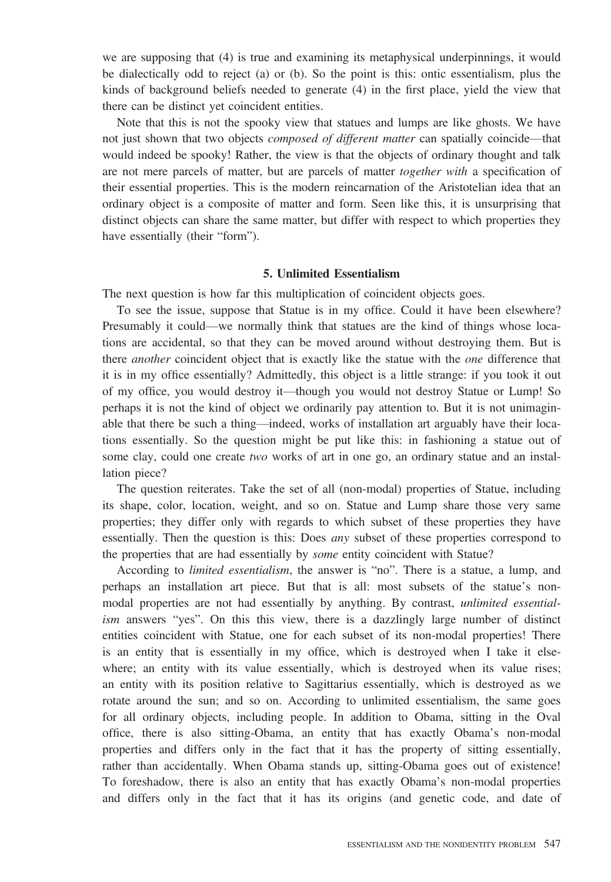we are supposing that (4) is true and examining its metaphysical underpinnings, it would be dialectically odd to reject (a) or (b). So the point is this: ontic essentialism, plus the kinds of background beliefs needed to generate (4) in the first place, yield the view that there can be distinct yet coincident entities.

Note that this is not the spooky view that statues and lumps are like ghosts. We have not just shown that two objects *composed of different matter* can spatially coincide—that would indeed be spooky! Rather, the view is that the objects of ordinary thought and talk are not mere parcels of matter, but are parcels of matter *together with* a specification of their essential properties. This is the modern reincarnation of the Aristotelian idea that an ordinary object is a composite of matter and form. Seen like this, it is unsurprising that distinct objects can share the same matter, but differ with respect to which properties they have essentially (their "form").

## 5. Unlimited Essentialism

The next question is how far this multiplication of coincident objects goes.

To see the issue, suppose that Statue is in my office. Could it have been elsewhere? Presumably it could—we normally think that statues are the kind of things whose locations are accidental, so that they can be moved around without destroying them. But is there *another* coincident object that is exactly like the statue with the *one* difference that it is in my office essentially? Admittedly, this object is a little strange: if you took it out of my office, you would destroy it—though you would not destroy Statue or Lump! So perhaps it is not the kind of object we ordinarily pay attention to. But it is not unimaginable that there be such a thing—indeed, works of installation art arguably have their locations essentially. So the question might be put like this: in fashioning a statue out of some clay, could one create *two* works of art in one go, an ordinary statue and an installation piece?

The question reiterates. Take the set of all (non-modal) properties of Statue, including its shape, color, location, weight, and so on. Statue and Lump share those very same properties; they differ only with regards to which subset of these properties they have essentially. Then the question is this: Does *any* subset of these properties correspond to the properties that are had essentially by *some* entity coincident with Statue?

According to *limited essentialism*, the answer is "no". There is a statue, a lump, and perhaps an installation art piece. But that is all: most subsets of the statue's non-modal properties are not had essentially by anything. By contrast, *unlimited essentialism* answers "yes". On this this view, there is a dazzlingly large number of distinct entities coincident with Statue, one for each subset of its non-modal properties! There is an entity that is essentially in my office, which is destroyed when I take it elsewhere; an entity with its value essentially, which is destroyed when its value rises; an entity with its position relative to Sagittarius essentially, which is destroyed as we rotate around the sun; and so on. According to unlimited essentialism, the same goes for all ordinary objects, including people. In addition to Obama, sitting in the Oval office, there is also sitting-Obama, an entity that has exactly Obama's non-modal properties and differs only in the fact that it has the property of sitting essentially, rather than accidentally. When Obama stands up, sitting-Obama goes out of existence! To foreshadow, there is also an entity that has exactly Obama's non-modal properties and differs only in the fact that it has its origins (and genetic code, and date of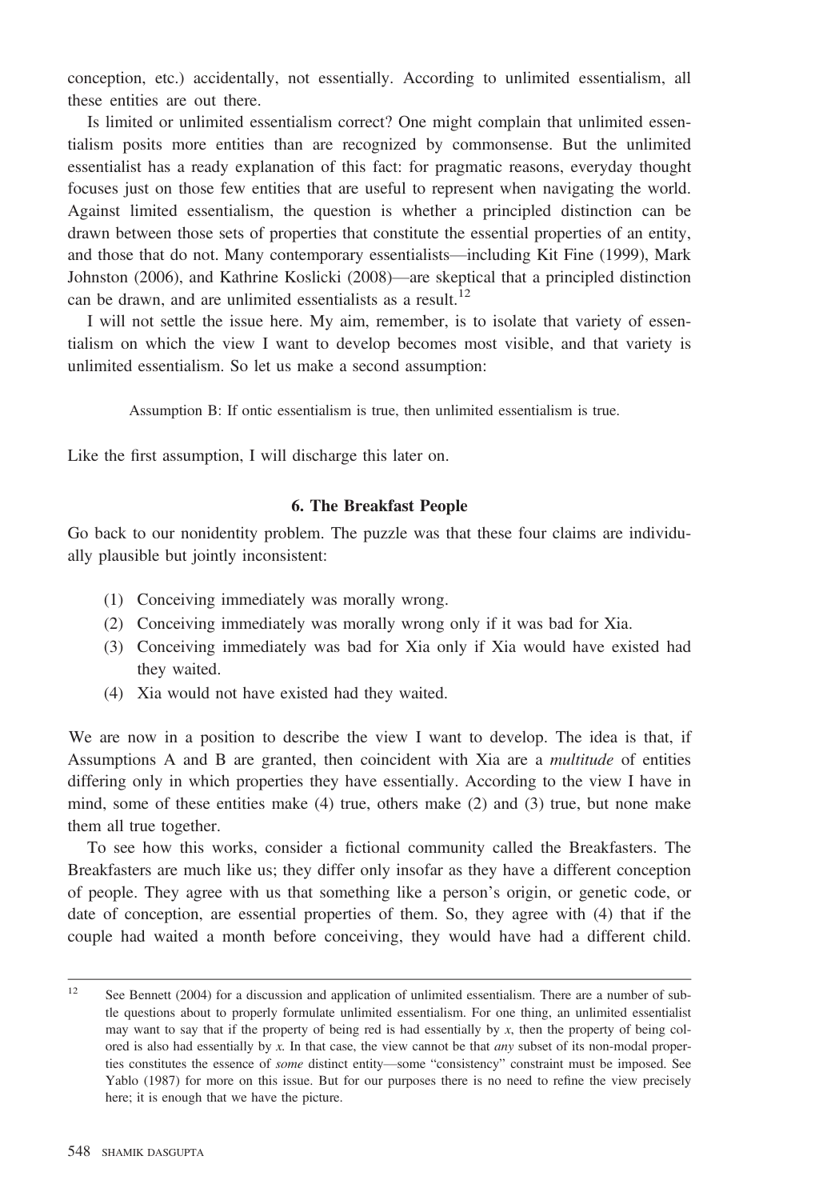conception, etc.) accidentally, not essentially. According to unlimited essentialism, all these entities are out there.

Is limited or unlimited essentialism correct? One might complain that unlimited essentialism posits more entities than are recognized by commonsense. But the unlimited essentialist has a ready explanation of this fact: for pragmatic reasons, everyday thought focuses just on those few entities that are useful to represent when navigating the world. Against limited essentialism, the question is whether a principled distinction can be drawn between those sets of properties that constitute the essential properties of an entity, and those that do not. Many contemporary essentialists—including Kit Fine (1999), Mark Johnston (2006), and Kathrine Koslicki (2008)—are skeptical that a principled distinction can be drawn, and are unlimited essentialists as a result.[12]

I will not settle the issue here. My aim, remember, is to isolate that variety of essentialism on which the view I want to develop becomes most visible, and that variety is unlimited essentialism. So let us make a second assumption:

> Assumption B: If ontic essentialism is true, then unlimited essentialism is true.

Like the first assumption, I will discharge this later on.

## 6. The Breakfast People

Go back to our nonidentity problem. The puzzle was that these four claims are individually plausible but jointly inconsistent:

(1) Conceiving immediately was morally wrong.
(2) Conceiving immediately was morally wrong only if it was bad for Xia.
(3) Conceiving immediately was bad for Xia only if Xia would have existed had they waited.
(4) Xia would not have existed had they waited.

We are now in a position to describe the view I want to develop. The idea is that, if Assumptions A and B are granted, then coincident with Xia are a *multitude* of entities differing only in which properties they have essentially. According to the view I have in mind, some of these entities make (4) true, others make (2) and (3) true, but none make them all true together.

To see how this works, consider a fictional community called the Breakfasters. The Breakfasters are much like us; they differ only insofar as they have a different conception of people. They agree with us that something like a person's origin, or genetic code, or date of conception, are essential properties of them. So, they agree with (4) that if the couple had waited a month before conceiving, they would have had a different child.

[12] See Bennett (2004) for a discussion and application of unlimited essentialism. There are a number of subtle questions about to properly formulate unlimited essentialism. For one thing, an unlimited essentialist may want to say that if the property of being red is had essentially by $x$, then the property of being colored is also had essentially by $x$. In that case, the view cannot be that *any* subset of its non-modal properties constitutes the essence of *some* distinct entity—some "consistency" constraint must be imposed. See Yablo (1987) for more on this issue. But for our purposes there is no need to refine the view precisely here; it is enough that we have the picture.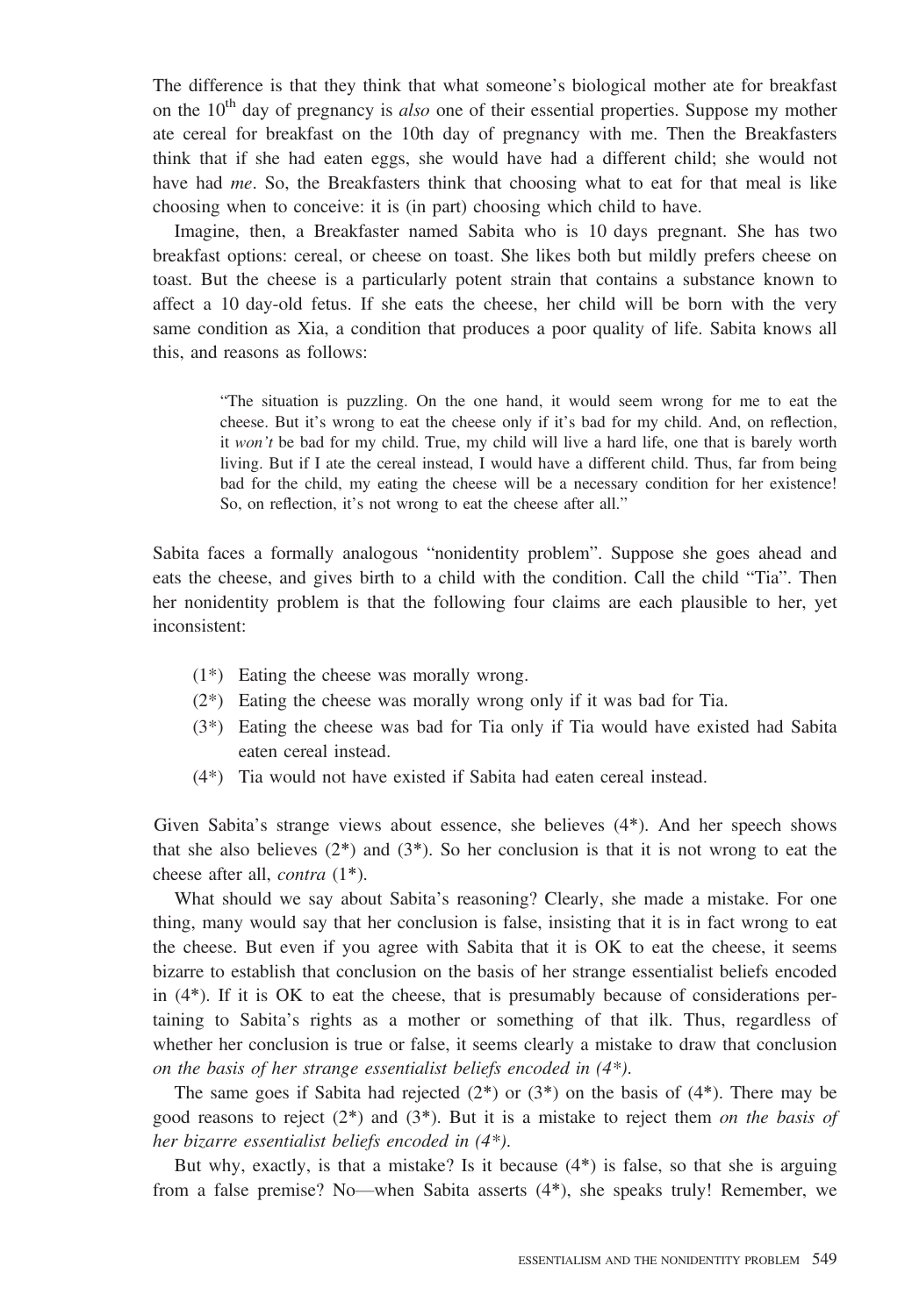The difference is that they think that what someone's biological mother ate for breakfast on the 10th day of pregnancy is *also* one of their essential properties. Suppose my mother ate cereal for breakfast on the 10th day of pregnancy with me. Then the Breakfasters think that if she had eaten eggs, she would have had a different child; she would not have had *me*. So, the Breakfasters think that choosing what to eat for that meal is like choosing when to conceive: it is (in part) choosing which child to have.

Imagine, then, a Breakfaster named Sabita who is 10 days pregnant. She has two breakfast options: cereal, or cheese on toast. She likes both but mildly prefers cheese on toast. But the cheese is a particularly potent strain that contains a substance known to affect a 10 day-old fetus. If she eats the cheese, her child will be born with the very same condition as Xia, a condition that produces a poor quality of life. Sabita knows all this, and reasons as follows:

> "The situation is puzzling. On the one hand, it would seem wrong for me to eat the cheese. But it's wrong to eat the cheese only if it's bad for my child. And, on reflection, it *won't* be bad for my child. True, my child will live a hard life, one that is barely worth living. But if I ate the cereal instead, I would have a different child. Thus, far from being bad for the child, my eating the cheese will be a necessary condition for her existence! So, on reflection, it's not wrong to eat the cheese after all."

Sabita faces a formally analogous "nonidentity problem". Suppose she goes ahead and eats the cheese, and gives birth to a child with the condition. Call the child "Tia". Then her nonidentity problem is that the following four claims are each plausible to her, yet inconsistent:

- (1*) Eating the cheese was morally wrong.
- (2*) Eating the cheese was morally wrong only if it was bad for Tia.
- (3*) Eating the cheese was bad for Tia only if Tia would have existed had Sabita eaten cereal instead.
- (4*) Tia would not have existed if Sabita had eaten cereal instead.

Given Sabita's strange views about essence, she believes (4*). And her speech shows that she also believes (2*) and (3*). So her conclusion is that it is not wrong to eat the cheese after all, *contra* (1*).

What should we say about Sabita's reasoning? Clearly, she made a mistake. For one thing, many would say that her conclusion is false, insisting that it is in fact wrong to eat the cheese. But even if you agree with Sabita that it is OK to eat the cheese, it seems bizarre to establish that conclusion on the basis of her strange essentialist beliefs encoded in (4*). If it is OK to eat the cheese, that is presumably because of considerations pertaining to Sabita's rights as a mother or something of that ilk. Thus, regardless of whether her conclusion is true or false, it seems clearly a mistake to draw that conclusion *on the basis of her strange essentialist beliefs encoded in (4*)*.

The same goes if Sabita had rejected (2*) or (3*) on the basis of (4*). There may be good reasons to reject (2*) and (3*). But it is a mistake to reject them *on the basis of her bizarre essentialist beliefs encoded in (4*)*.

But why, exactly, is that a mistake? Is it because (4*) is false, so that she is arguing from a false premise? No—when Sabita asserts (4*), she speaks truly! Remember, we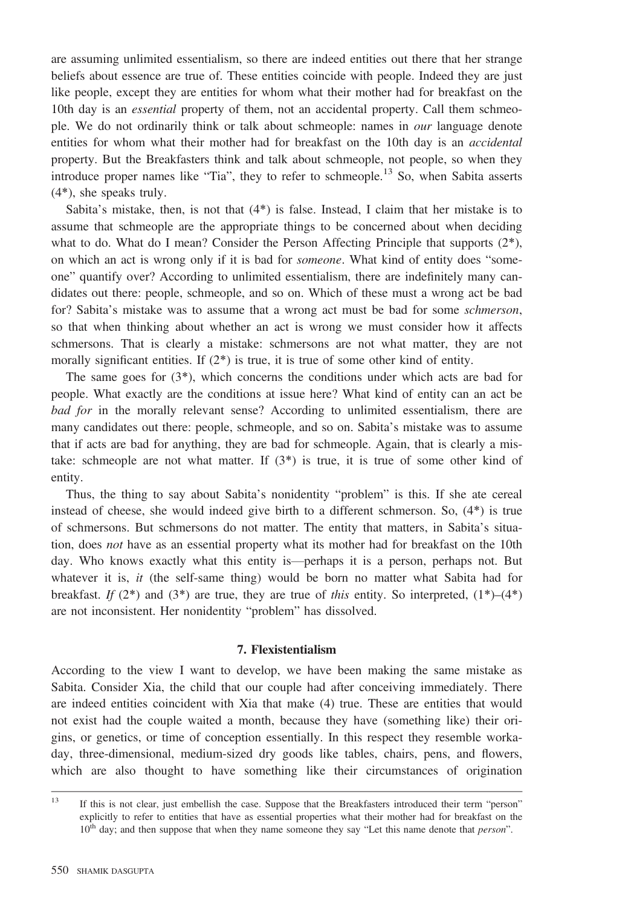are assuming unlimited essentialism, so there are indeed entities out there that her strange beliefs about essence are true of. These entities coincide with people. Indeed they are just like people, except they are entities for whom what their mother had for breakfast on the 10th day is an *essential* property of them, not an accidental property. Call them schmeople. We do not ordinarily think or talk about schmeople: names in *our* language denote entities for whom what their mother had for breakfast on the 10th day is an *accidental* property. But the Breakfasters think and talk about schmeople, not people, so when they introduce proper names like "Tia", they to refer to schmeople.[13] So, when Sabita asserts (4*), she speaks truly.

Sabita's mistake, then, is not that (4*) is false. Instead, I claim that her mistake is to assume that schmeople are the appropriate things to be concerned about when deciding what to do. What do I mean? Consider the Person Affecting Principle that supports (2*), on which an act is wrong only if it is bad for *someone*. What kind of entity does "someone" quantify over? According to unlimited essentialism, there are indefinitely many candidates out there: people, schmeople, and so on. Which of these must a wrong act be bad for? Sabita's mistake was to assume that a wrong act must be bad for some *schmerson*, so that when thinking about whether an act is wrong we must consider how it affects schmersons. That is clearly a mistake: schmersons are not what matter, they are not morally significant entities. If (2*) is true, it is true of some other kind of entity.

The same goes for (3*), which concerns the conditions under which acts are bad for people. What exactly are the conditions at issue here? What kind of entity can an act be *bad for* in the morally relevant sense? According to unlimited essentialism, there are many candidates out there: people, schmeople, and so on. Sabita's mistake was to assume that if acts are bad for anything, they are bad for schmeople. Again, that is clearly a mistake: schmeople are not what matter. If (3*) is true, it is true of some other kind of entity.

Thus, the thing to say about Sabita's nonidentity "problem" is this. If she ate cereal instead of cheese, she would indeed give birth to a different schmerson. So, (4*) is true of schmersons. But schmersons do not matter. The entity that matters, in Sabita's situation, does *not* have as an essential property what its mother had for breakfast on the 10th day. Who knows exactly what this entity is—perhaps it is a person, perhaps not. But whatever it is, *it* (the self-same thing) would be born no matter what Sabita had for breakfast. *If* (2*) and (3*) are true, they are true of *this* entity. So interpreted, (1*)–(4*) are not inconsistent. Her nonidentity "problem" has dissolved.

## 7. Flexistentialism

According to the view I want to develop, we have been making the same mistake as Sabita. Consider Xia, the child that our couple had after conceiving immediately. There are indeed entities coincident with Xia that make (4) true. These are entities that would not exist had the couple waited a month, because they have (something like) their origins, or genetics, or time of conception essentially. In this respect they resemble workaday, three-dimensional, medium-sized dry goods like tables, chairs, pens, and flowers, which are also thought to have something like their circumstances of origination

[13] If this is not clear, just embellish the case. Suppose that the Breakfasters introduced their term "person" explicitly to refer to entities that have as essential properties what their mother had for breakfast on the 10th day; and then suppose that when they name someone they say "Let this name denote that *person*".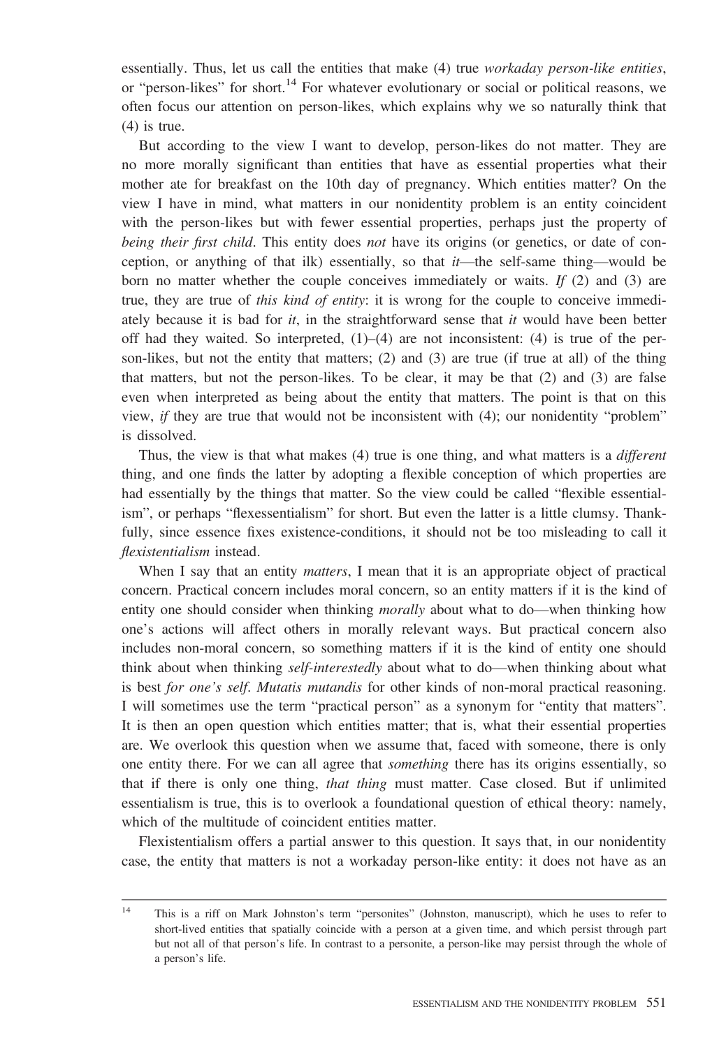essentially. Thus, let us call the entities that make (4) true *workaday person-like entities*, or "person-likes" for short.[14] For whatever evolutionary or social or political reasons, we often focus our attention on person-likes, which explains why we so naturally think that (4) is true.

But according to the view I want to develop, person-likes do not matter. They are no more morally significant than entities that have as essential properties what their mother ate for breakfast on the 10th day of pregnancy. Which entities matter? On the view I have in mind, what matters in our nonidentity problem is an entity coincident with the person-likes but with fewer essential properties, perhaps just the property of *being their first child*. This entity does *not* have its origins (or genetics, or date of conception, or anything of that ilk) essentially, so that *it*—the self-same thing—would be born no matter whether the couple conceives immediately or waits. *If* (2) and (3) are true, they are true of *this kind of entity*: it is wrong for the couple to conceive immediately because it is bad for *it*, in the straightforward sense that *it* would have been better off had they waited. So interpreted, (1)–(4) are not inconsistent: (4) is true of the person-likes, but not the entity that matters; (2) and (3) are true (if true at all) of the thing that matters, but not the person-likes. To be clear, it may be that (2) and (3) are false even when interpreted as being about the entity that matters. The point is that on this view, *if* they are true that would not be inconsistent with (4); our nonidentity "problem" is dissolved.

Thus, the view is that what makes (4) true is one thing, and what matters is a *different* thing, and one finds the latter by adopting a flexible conception of which properties are had essentially by the things that matter. So the view could be called "flexible essentialism", or perhaps "flexessentialism" for short. But even the latter is a little clumsy. Thankfully, since essence fixes existence-conditions, it should not be too misleading to call it *flexistentialism* instead.

When I say that an entity *matters*, I mean that it is an appropriate object of practical concern. Practical concern includes moral concern, so an entity matters if it is the kind of entity one should consider when thinking *morally* about what to do—when thinking how one's actions will affect others in morally relevant ways. But practical concern also includes non-moral concern, so something matters if it is the kind of entity one should think about when thinking *self-interestedly* about what to do—when thinking about what is best *for one's self*. *Mutatis mutandis* for other kinds of non-moral practical reasoning. I will sometimes use the term "practical person" as a synonym for "entity that matters". It is then an open question which entities matter; that is, what their essential properties are. We overlook this question when we assume that, faced with someone, there is only one entity there. For we can all agree that *something* there has its origins essentially, so that if there is only one thing, *that thing* must matter. Case closed. But if unlimited essentialism is true, this is to overlook a foundational question of ethical theory: namely, which of the multitude of coincident entities matter.

Flexistentialism offers a partial answer to this question. It says that, in our nonidentity case, the entity that matters is not a workaday person-like entity: it does not have as an

---

[14] This is a riff on Mark Johnston's term "personites" (Johnston, manuscript), which he uses to refer to short-lived entities that spatially coincide with a person at a given time, and which persist through part but not all of that person's life. In contrast to a personite, a person-like may persist through the whole of a person's life.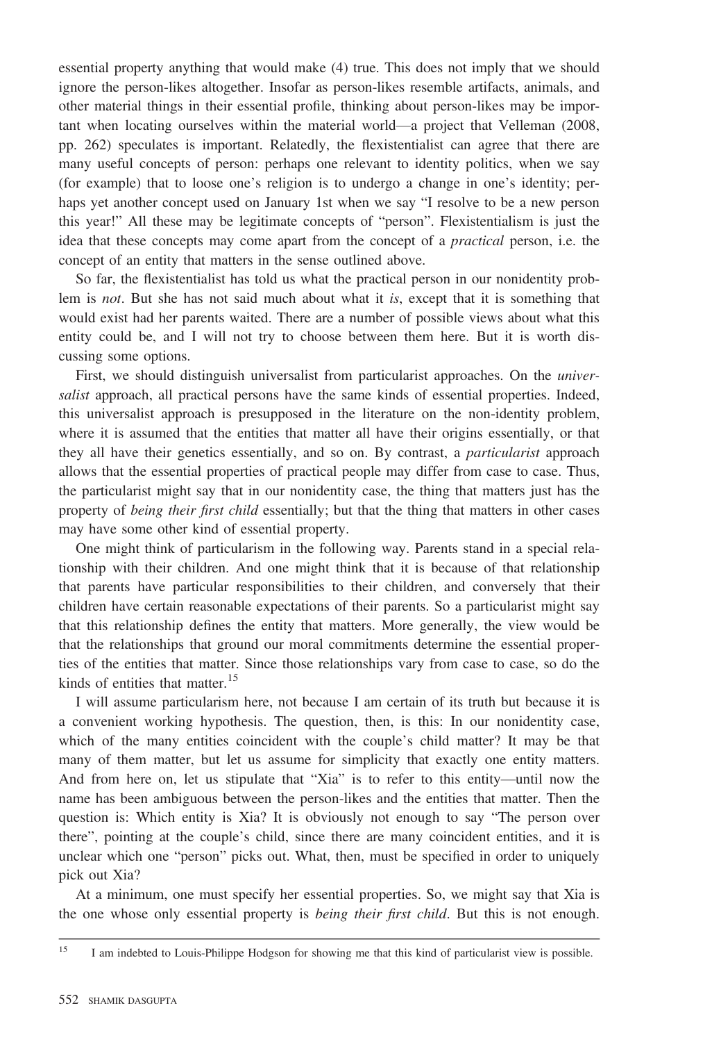essential property anything that would make (4) true. This does not imply that we should ignore the person-likes altogether. Insofar as person-likes resemble artifacts, animals, and other material things in their essential profile, thinking about person-likes may be important when locating ourselves within the material world—a project that Velleman (2008, pp. 262) speculates is important. Relatedly, the flexistentialist can agree that there are many useful concepts of person: perhaps one relevant to identity politics, when we say (for example) that to loose one's religion is to undergo a change in one's identity; perhaps yet another concept used on January 1st when we say "I resolve to be a new person this year!" All these may be legitimate concepts of "person". Flexistentialism is just the idea that these concepts may come apart from the concept of a *practical* person, i.e. the concept of an entity that matters in the sense outlined above.

So far, the flexistentialist has told us what the practical person in our nonidentity problem is *not*. But she has not said much about what it *is*, except that it is something that would exist had her parents waited. There are a number of possible views about what this entity could be, and I will not try to choose between them here. But it is worth discussing some options.

First, we should distinguish universalist from particularist approaches. On the *universalist* approach, all practical persons have the same kinds of essential properties. Indeed, this universalist approach is presupposed in the literature on the non-identity problem, where it is assumed that the entities that matter all have their origins essentially, or that they all have their genetics essentially, and so on. By contrast, a *particularist* approach allows that the essential properties of practical people may differ from case to case. Thus, the particularist might say that in our nonidentity case, the thing that matters just has the property of *being their first child* essentially; but that the thing that matters in other cases may have some other kind of essential property.

One might think of particularism in the following way. Parents stand in a special relationship with their children. And one might think that it is because of that relationship that parents have particular responsibilities to their children, and conversely that their children have certain reasonable expectations of their parents. So a particularist might say that this relationship defines the entity that matters. More generally, the view would be that the relationships that ground our moral commitments determine the essential properties of the entities that matter. Since those relationships vary from case to case, so do the kinds of entities that matter.[15]

I will assume particularism here, not because I am certain of its truth but because it is a convenient working hypothesis. The question, then, is this: In our nonidentity case, which of the many entities coincident with the couple's child matter? It may be that many of them matter, but let us assume for simplicity that exactly one entity matters. And from here on, let us stipulate that "Xia" is to refer to this entity—until now the name has been ambiguous between the person-likes and the entities that matter. Then the question is: Which entity is Xia? It is obviously not enough to say "The person over there", pointing at the couple's child, since there are many coincident entities, and it is unclear which one "person" picks out. What, then, must be specified in order to uniquely pick out Xia?

At a minimum, one must specify her essential properties. So, we might say that Xia is the one whose only essential property is *being their first child*. But this is not enough.

[15] I am indebted to Louis-Philippe Hodgson for showing me that this kind of particularist view is possible.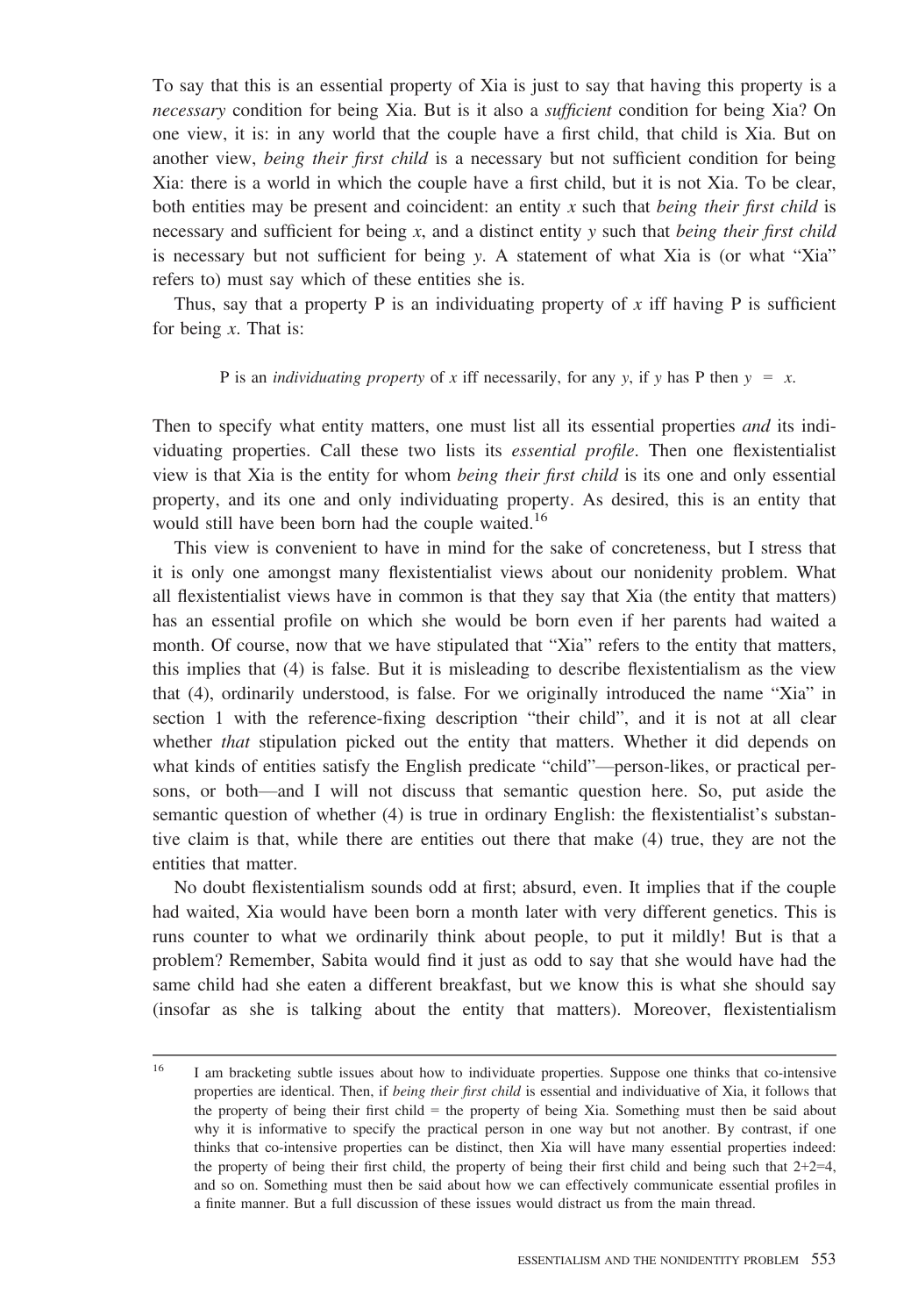To say that this is an essential property of Xia is just to say that having this property is a *necessary* condition for being Xia. But is it also a *sufficient* condition for being Xia? On one view, it is: in any world that the couple have a first child, that child is Xia. But on another view, *being their first child* is a necessary but not sufficient condition for being Xia: there is a world in which the couple have a first child, but it is not Xia. To be clear, both entities may be present and coincident: an entity $x$ such that *being their first child* is necessary and sufficient for being $x$, and a distinct entity $y$ such that *being their first child* is necessary but not sufficient for being $y$. A statement of what Xia is (or what "Xia" refers to) must say which of these entities she is.

Thus, say that a property P is an individuating property of $x$ iff having P is sufficient for being $x$. That is:

> P is an *individuating property* of $x$ iff necessarily, for any $y$, if $y$ has P then $y = x$.

Then to specify what entity matters, one must list all its essential properties *and* its individuating properties. Call these two lists its *essential profile*. Then one flexistentialist view is that Xia is the entity for whom *being their first child* is its one and only essential property, and its one and only individuating property. As desired, this is an entity that would still have been born had the couple waited.[16]

This view is convenient to have in mind for the sake of concreteness, but I stress that it is only one amongst many flexistentialist views about our nonidenity problem. What all flexistentialist views have in common is that they say that Xia (the entity that matters) has an essential profile on which she would be born even if her parents had waited a month. Of course, now that we have stipulated that "Xia" refers to the entity that matters, this implies that (4) is false. But it is misleading to describe flexistentialism as the view that (4), ordinarily understood, is false. For we originally introduced the name "Xia" in section 1 with the reference-fixing description "their child", and it is not at all clear whether *that* stipulation picked out the entity that matters. Whether it did depends on what kinds of entities satisfy the English predicate "child"—person-likes, or practical persons, or both—and I will not discuss that semantic question here. So, put aside the semantic question of whether (4) is true in ordinary English: the flexistentialist's substantive claim is that, while there are entities out there that make (4) true, they are not the entities that matter.

No doubt flexistentialism sounds odd at first; absurd, even. It implies that if the couple had waited, Xia would have been born a month later with very different genetics. This is runs counter to what we ordinarily think about people, to put it mildly! But is that a problem? Remember, Sabita would find it just as odd to say that she would have had the same child had she eaten a different breakfast, but we know this is what she should say (insofar as she is talking about the entity that matters). Moreover, flexistentialism

---

[16] I am bracketing subtle issues about how to individuate properties. Suppose one thinks that co-intensive properties are identical. Then, if *being their first child* is essential and individuative of Xia, it follows that the property of being their first child = the property of being Xia. Something must then be said about why it is informative to specify the practical person in one way but not another. By contrast, if one thinks that co-intensive properties can be distinct, then Xia will have many essential properties indeed: the property of being their first child, the property of being their first child and being such that 2+2=4, and so on. Something must then be said about how we can effectively communicate essential profiles in a finite manner. But a full discussion of these issues would distract us from the main thread.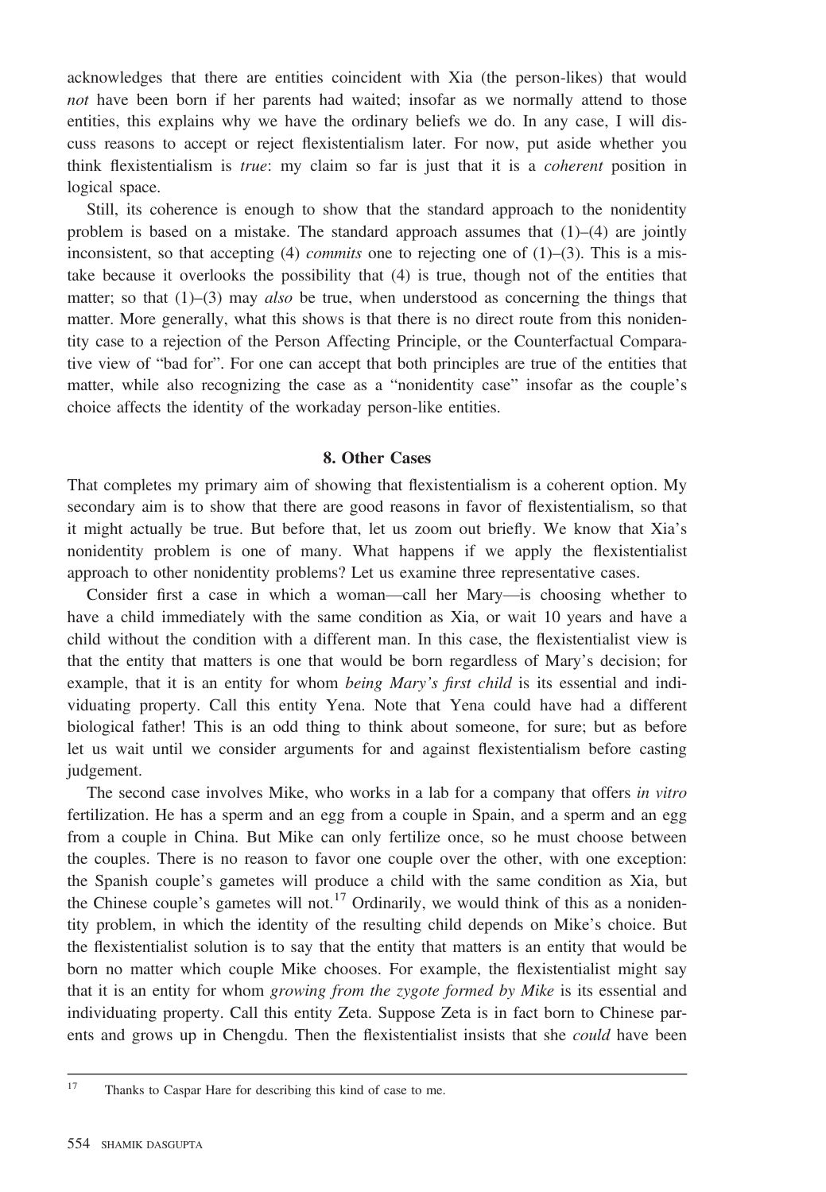acknowledges that there are entities coincident with Xia (the person-likes) that would *not* have been born if her parents had waited; insofar as we normally attend to those entities, this explains why we have the ordinary beliefs we do. In any case, I will discuss reasons to accept or reject flexistentialism later. For now, put aside whether you think flexistentialism is *true*: my claim so far is just that it is a *coherent* position in logical space.

Still, its coherence is enough to show that the standard approach to the nonidentity problem is based on a mistake. The standard approach assumes that (1)–(4) are jointly inconsistent, so that accepting (4) *commits* one to rejecting one of (1)–(3). This is a mistake because it overlooks the possibility that (4) is true, though not of the entities that matter; so that (1)–(3) may *also* be true, when understood as concerning the things that matter. More generally, what this shows is that there is no direct route from this nonidentity case to a rejection of the Person Affecting Principle, or the Counterfactual Comparative view of "bad for". For one can accept that both principles are true of the entities that matter, while also recognizing the case as a "nonidentity case" insofar as the couple's choice affects the identity of the workaday person-like entities.

## 8. Other Cases

That completes my primary aim of showing that flexistentialism is a coherent option. My secondary aim is to show that there are good reasons in favor of flexistentialism, so that it might actually be true. But before that, let us zoom out briefly. We know that Xia's nonidentity problem is one of many. What happens if we apply the flexistentialist approach to other nonidentity problems? Let us examine three representative cases.

Consider first a case in which a woman—call her Mary—is choosing whether to have a child immediately with the same condition as Xia, or wait 10 years and have a child without the condition with a different man. In this case, the flexistentialist view is that the entity that matters is one that would be born regardless of Mary's decision; for example, that it is an entity for whom *being Mary's first child* is its essential and individuating property. Call this entity Yena. Note that Yena could have had a different biological father! This is an odd thing to think about someone, for sure; but as before let us wait until we consider arguments for and against flexistentialism before casting judgement.

The second case involves Mike, who works in a lab for a company that offers *in vitro* fertilization. He has a sperm and an egg from a couple in Spain, and a sperm and an egg from a couple in China. But Mike can only fertilize once, so he must choose between the couples. There is no reason to favor one couple over the other, with one exception: the Spanish couple's gametes will produce a child with the same condition as Xia, but the Chinese couple's gametes will not.[17] Ordinarily, we would think of this as a nonidentity problem, in which the identity of the resulting child depends on Mike's choice. But the flexistentialist solution is to say that the entity that matters is an entity that would be born no matter which couple Mike chooses. For example, the flexistentialist might say that it is an entity for whom *growing from the zygote formed by Mike* is its essential and individuating property. Call this entity Zeta. Suppose Zeta is in fact born to Chinese parents and grows up in Chengdu. Then the flexistentialist insists that she *could* have been

[17] Thanks to Caspar Hare for describing this kind of case to me.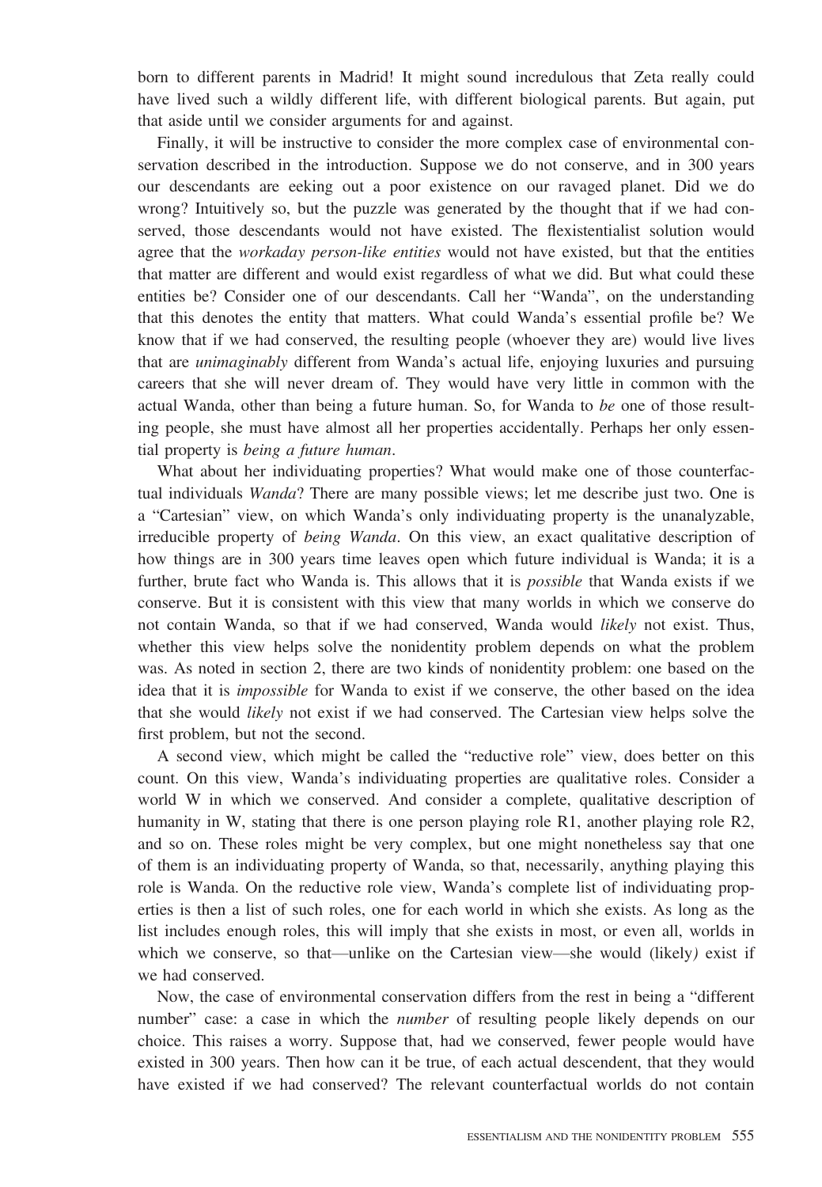born to different parents in Madrid! It might sound incredulous that Zeta really could have lived such a wildly different life, with different biological parents. But again, put that aside until we consider arguments for and against.

Finally, it will be instructive to consider the more complex case of environmental conservation described in the introduction. Suppose we do not conserve, and in 300 years our descendants are eeking out a poor existence on our ravaged planet. Did we do wrong? Intuitively so, but the puzzle was generated by the thought that if we had conserved, those descendants would not have existed. The flexistentialist solution would agree that the *workaday person-like entities* would not have existed, but that the entities that matter are different and would exist regardless of what we did. But what could these entities be? Consider one of our descendants. Call her "Wanda", on the understanding that this denotes the entity that matters. What could Wanda's essential profile be? We know that if we had conserved, the resulting people (whoever they are) would live lives that are *unimaginably* different from Wanda's actual life, enjoying luxuries and pursuing careers that she will never dream of. They would have very little in common with the actual Wanda, other than being a future human. So, for Wanda to *be* one of those resulting people, she must have almost all her properties accidentally. Perhaps her only essential property is *being a future human*.

What about her individuating properties? What would make one of those counterfactual individuals *Wanda*? There are many possible views; let me describe just two. One is a "Cartesian" view, on which Wanda's only individuating property is the unanalyzable, irreducible property of *being Wanda*. On this view, an exact qualitative description of how things are in 300 years time leaves open which future individual is Wanda; it is a further, brute fact who Wanda is. This allows that it is *possible* that Wanda exists if we conserve. But it is consistent with this view that many worlds in which we conserve do not contain Wanda, so that if we had conserved, Wanda would *likely* not exist. Thus, whether this view helps solve the nonidentity problem depends on what the problem was. As noted in section 2, there are two kinds of nonidentity problem: one based on the idea that it is *impossible* for Wanda to exist if we conserve, the other based on the idea that she would *likely* not exist if we had conserved. The Cartesian view helps solve the first problem, but not the second.

A second view, which might be called the "reductive role" view, does better on this count. On this view, Wanda's individuating properties are qualitative roles. Consider a world W in which we conserved. And consider a complete, qualitative description of humanity in W, stating that there is one person playing role R1, another playing role R2, and so on. These roles might be very complex, but one might nonetheless say that one of them is an individuating property of Wanda, so that, necessarily, anything playing this role is Wanda. On the reductive role view, Wanda's complete list of individuating properties is then a list of such roles, one for each world in which she exists. As long as the list includes enough roles, this will imply that she exists in most, or even all, worlds in which we conserve, so that—unlike on the Cartesian view—she would (likely*)* exist if we had conserved.

Now, the case of environmental conservation differs from the rest in being a "different number" case: a case in which the *number* of resulting people likely depends on our choice. This raises a worry. Suppose that, had we conserved, fewer people would have existed in 300 years. Then how can it be true, of each actual descendent, that they would have existed if we had conserved? The relevant counterfactual worlds do not contain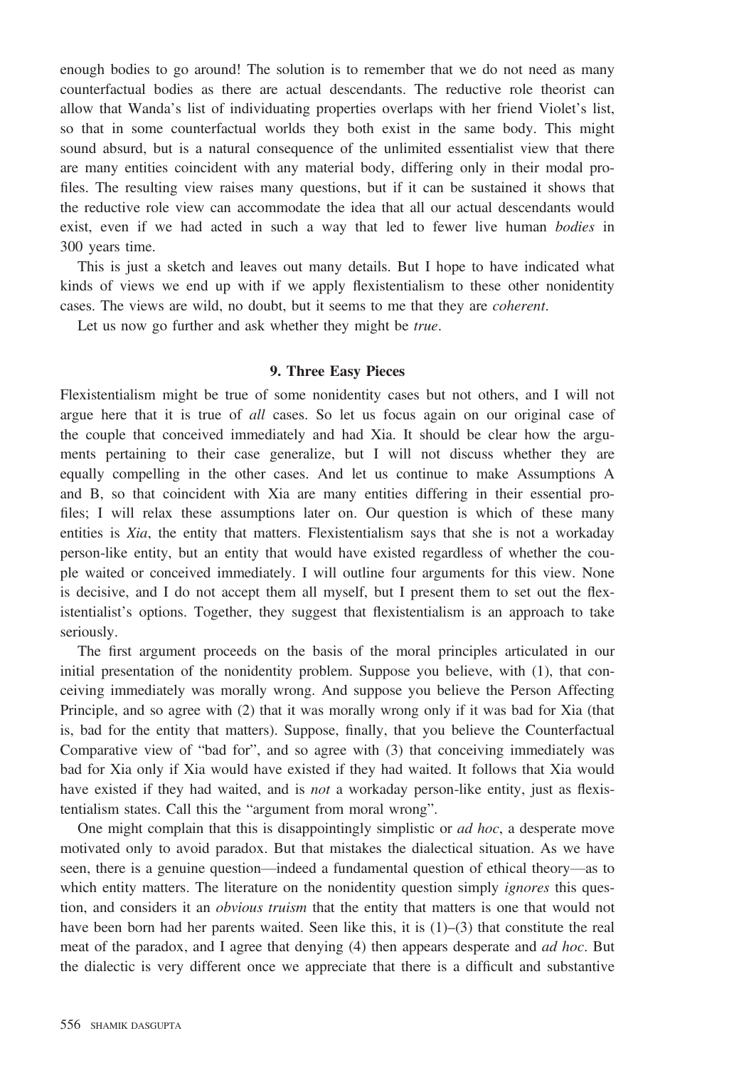enough bodies to go around! The solution is to remember that we do not need as many counterfactual bodies as there are actual descendants. The reductive role theorist can allow that Wanda's list of individuating properties overlaps with her friend Violet's list, so that in some counterfactual worlds they both exist in the same body. This might sound absurd, but is a natural consequence of the unlimited essentialist view that there are many entities coincident with any material body, differing only in their modal profiles. The resulting view raises many questions, but if it can be sustained it shows that the reductive role view can accommodate the idea that all our actual descendants would exist, even if we had acted in such a way that led to fewer live human *bodies* in 300 years time.

This is just a sketch and leaves out many details. But I hope to have indicated what kinds of views we end up with if we apply flexistentialism to these other nonidentity cases. The views are wild, no doubt, but it seems to me that they are *coherent*.

Let us now go further and ask whether they might be *true*.

## 9. Three Easy Pieces

Flexistentialism might be true of some nonidentity cases but not others, and I will not argue here that it is true of *all* cases. So let us focus again on our original case of the couple that conceived immediately and had Xia. It should be clear how the arguments pertaining to their case generalize, but I will not discuss whether they are equally compelling in the other cases. And let us continue to make Assumptions A and B, so that coincident with Xia are many entities differing in their essential profiles; I will relax these assumptions later on. Our question is which of these many entities is *Xia*, the entity that matters. Flexistentialism says that she is not a workaday person-like entity, but an entity that would have existed regardless of whether the couple waited or conceived immediately. I will outline four arguments for this view. None is decisive, and I do not accept them all myself, but I present them to set out the flexistentialist's options. Together, they suggest that flexistentialism is an approach to take seriously.

The first argument proceeds on the basis of the moral principles articulated in our initial presentation of the nonidentity problem. Suppose you believe, with (1), that conceiving immediately was morally wrong. And suppose you believe the Person Affecting Principle, and so agree with (2) that it was morally wrong only if it was bad for Xia (that is, bad for the entity that matters). Suppose, finally, that you believe the Counterfactual Comparative view of "bad for", and so agree with (3) that conceiving immediately was bad for Xia only if Xia would have existed if they had waited. It follows that Xia would have existed if they had waited, and is *not* a workaday person-like entity, just as flexistentialism states. Call this the "argument from moral wrong".

One might complain that this is disappointingly simplistic or *ad hoc*, a desperate move motivated only to avoid paradox. But that mistakes the dialectical situation. As we have seen, there is a genuine question—indeed a fundamental question of ethical theory—as to which entity matters. The literature on the nonidentity question simply *ignores* this question, and considers it an *obvious truism* that the entity that matters is one that would not have been born had her parents waited. Seen like this, it is (1)–(3) that constitute the real meat of the paradox, and I agree that denying (4) then appears desperate and *ad hoc*. But the dialectic is very different once we appreciate that there is a difficult and substantive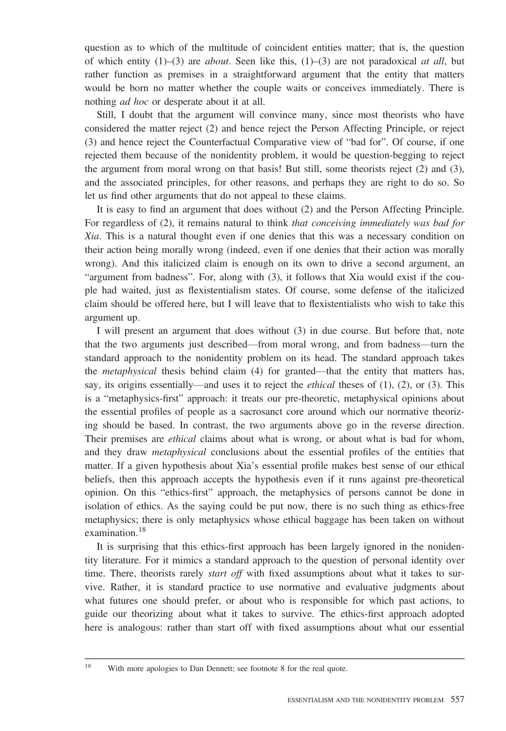question as to which of the multitude of coincident entities matter; that is, the question of which entity (1)–(3) are *about*. Seen like this, (1)–(3) are not paradoxical *at all*, but rather function as premises in a straightforward argument that the entity that matters would be born no matter whether the couple waits or conceives immediately. There is nothing *ad hoc* or desperate about it at all.

Still, I doubt that the argument will convince many, since most theorists who have considered the matter reject (2) and hence reject the Person Affecting Principle, or reject (3) and hence reject the Counterfactual Comparative view of "bad for". Of course, if one rejected them because of the nonidentity problem, it would be question-begging to reject the argument from moral wrong on that basis! But still, some theorists reject (2) and (3), and the associated principles, for other reasons, and perhaps they are right to do so. So let us find other arguments that do not appeal to these claims.

It is easy to find an argument that does without (2) and the Person Affecting Principle. For regardless of (2), it remains natural to think *that conceiving immediately was bad for Xia*. This is a natural thought even if one denies that this was a necessary condition on their action being morally wrong (indeed, even if one denies that their action was morally wrong). And this italicized claim is enough on its own to drive a second argument, an "argument from badness". For, along with (3), it follows that Xia would exist if the couple had waited, just as flexistentialism states. Of course, some defense of the italicized claim should be offered here, but I will leave that to flexistentialists who wish to take this argument up.

I will present an argument that does without (3) in due course. But before that, note that the two arguments just described—from moral wrong, and from badness—turn the standard approach to the nonidentity problem on its head. The standard approach takes the *metaphysical* thesis behind claim (4) for granted—that the entity that matters has, say, its origins essentially—and uses it to reject the *ethical* theses of (1), (2), or (3). This is a "metaphysics-first" approach: it treats our pre-theoretic, metaphysical opinions about the essential profiles of people as a sacrosanct core around which our normative theorizing should be based. In contrast, the two arguments above go in the reverse direction. Their premises are *ethical* claims about what is wrong, or about what is bad for whom, and they draw *metaphysical* conclusions about the essential profiles of the entities that matter. If a given hypothesis about Xia's essential profile makes best sense of our ethical beliefs, then this approach accepts the hypothesis even if it runs against pre-theoretical opinion. On this "ethics-first" approach, the metaphysics of persons cannot be done in isolation of ethics. As the saying could be put now, there is no such thing as ethics-free metaphysics; there is only metaphysics whose ethical baggage has been taken on without examination.[18]

It is surprising that this ethics-first approach has been largely ignored in the nonidentity literature. For it mimics a standard approach to the question of personal identity over time. There, theorists rarely *start off* with fixed assumptions about what it takes to survive. Rather, it is standard practice to use normative and evaluative judgments about what futures one should prefer, or about who is responsible for which past actions, to guide our theorizing about what it takes to survive. The ethics-first approach adopted here is analogous: rather than start off with fixed assumptions about what our essential

[18] With more apologies to Dan Dennett; see footnote 8 for the real quote.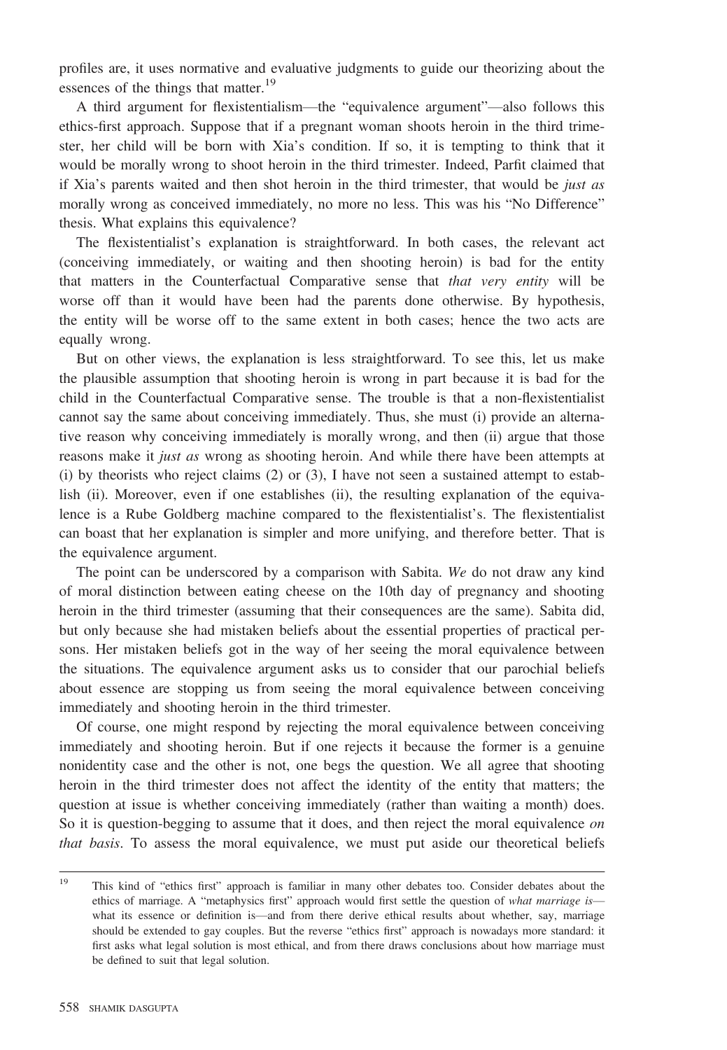profiles are, it uses normative and evaluative judgments to guide our theorizing about the essences of the things that matter.[19]

A third argument for flexistentialism—the "equivalence argument"—also follows this ethics-first approach. Suppose that if a pregnant woman shoots heroin in the third trimester, her child will be born with Xia's condition. If so, it is tempting to think that it would be morally wrong to shoot heroin in the third trimester. Indeed, Parfit claimed that if Xia's parents waited and then shot heroin in the third trimester, that would be *just as* morally wrong as conceived immediately, no more no less. This was his "No Difference" thesis. What explains this equivalence?

The flexistentialist's explanation is straightforward. In both cases, the relevant act (conceiving immediately, or waiting and then shooting heroin) is bad for the entity that matters in the Counterfactual Comparative sense that *that very entity* will be worse off than it would have been had the parents done otherwise. By hypothesis, the entity will be worse off to the same extent in both cases; hence the two acts are equally wrong.

But on other views, the explanation is less straightforward. To see this, let us make the plausible assumption that shooting heroin is wrong in part because it is bad for the child in the Counterfactual Comparative sense. The trouble is that a non-flexistentialist cannot say the same about conceiving immediately. Thus, she must (i) provide an alternative reason why conceiving immediately is morally wrong, and then (ii) argue that those reasons make it *just as* wrong as shooting heroin. And while there have been attempts at (i) by theorists who reject claims (2) or (3), I have not seen a sustained attempt to establish (ii). Moreover, even if one establishes (ii), the resulting explanation of the equivalence is a Rube Goldberg machine compared to the flexistentialist's. The flexistentialist can boast that her explanation is simpler and more unifying, and therefore better. That is the equivalence argument.

The point can be underscored by a comparison with Sabita. *We* do not draw any kind of moral distinction between eating cheese on the 10th day of pregnancy and shooting heroin in the third trimester (assuming that their consequences are the same). Sabita did, but only because she had mistaken beliefs about the essential properties of practical persons. Her mistaken beliefs got in the way of her seeing the moral equivalence between the situations. The equivalence argument asks us to consider that our parochial beliefs about essence are stopping us from seeing the moral equivalence between conceiving immediately and shooting heroin in the third trimester.

Of course, one might respond by rejecting the moral equivalence between conceiving immediately and shooting heroin. But if one rejects it because the former is a genuine nonidentity case and the other is not, one begs the question. We all agree that shooting heroin in the third trimester does not affect the identity of the entity that matters; the question at issue is whether conceiving immediately (rather than waiting a month) does. So it is question-begging to assume that it does, and then reject the moral equivalence *on that basis*. To assess the moral equivalence, we must put aside our theoretical beliefs

[19] This kind of "ethics first" approach is familiar in many other debates too. Consider debates about the ethics of marriage. A "metaphysics first" approach would first settle the question of *what marriage is*—what its essence or definition is—and from there derive ethical results about whether, say, marriage should be extended to gay couples. But the reverse "ethics first" approach is nowadays more standard: it first asks what legal solution is most ethical, and from there draws conclusions about how marriage must be defined to suit that legal solution.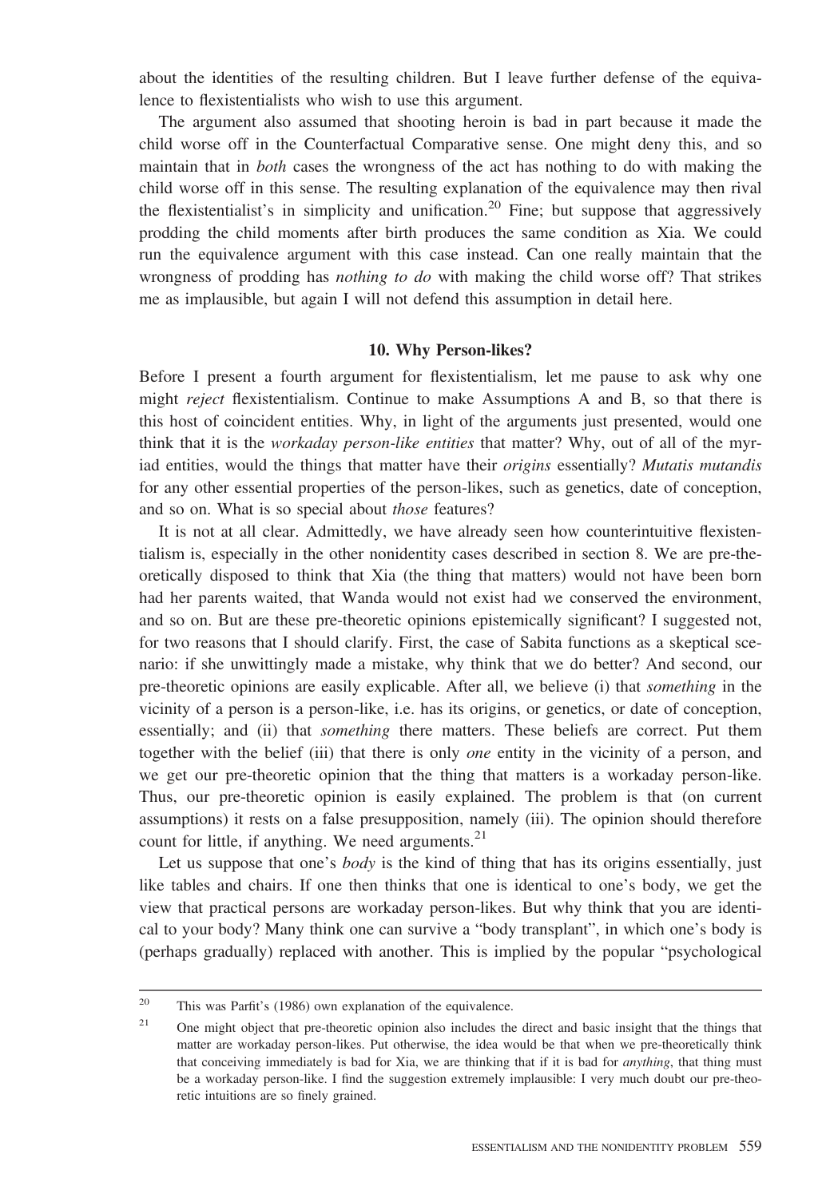about the identities of the resulting children. But I leave further defense of the equivalence to flexistentialists who wish to use this argument.

The argument also assumed that shooting heroin is bad in part because it made the child worse off in the Counterfactual Comparative sense. One might deny this, and so maintain that in *both* cases the wrongness of the act has nothing to do with making the child worse off in this sense. The resulting explanation of the equivalence may then rival the flexistentialist's in simplicity and unification.[20] Fine; but suppose that aggressively prodding the child moments after birth produces the same condition as Xia. We could run the equivalence argument with this case instead. Can one really maintain that the wrongness of prodding has *nothing to do* with making the child worse off? That strikes me as implausible, but again I will not defend this assumption in detail here.

## 10. Why Person-likes?

Before I present a fourth argument for flexistentialism, let me pause to ask why one might *reject* flexistentialism. Continue to make Assumptions A and B, so that there is this host of coincident entities. Why, in light of the arguments just presented, would one think that it is the *workaday person-like entities* that matter? Why, out of all of the myriad entities, would the things that matter have their *origins* essentially? *Mutatis mutandis* for any other essential properties of the person-likes, such as genetics, date of conception, and so on. What is so special about *those* features?

It is not at all clear. Admittedly, we have already seen how counterintuitive flexistentialism is, especially in the other nonidentity cases described in section 8. We are pre-theoretically disposed to think that Xia (the thing that matters) would not have been born had her parents waited, that Wanda would not exist had we conserved the environment, and so on. But are these pre-theoretic opinions epistemically significant? I suggested not, for two reasons that I should clarify. First, the case of Sabita functions as a skeptical scenario: if she unwittingly made a mistake, why think that we do better? And second, our pre-theoretic opinions are easily explicable. After all, we believe (i) that *something* in the vicinity of a person is a person-like, i.e. has its origins, or genetics, or date of conception, essentially; and (ii) that *something* there matters. These beliefs are correct. Put them together with the belief (iii) that there is only *one* entity in the vicinity of a person, and we get our pre-theoretic opinion that the thing that matters is a workaday person-like. Thus, our pre-theoretic opinion is easily explained. The problem is that (on current assumptions) it rests on a false presupposition, namely (iii). The opinion should therefore count for little, if anything. We need arguments.[21]

Let us suppose that one's *body* is the kind of thing that has its origins essentially, just like tables and chairs. If one then thinks that one is identical to one's body, we get the view that practical persons are workaday person-likes. But why think that you are identical to your body? Many think one can survive a "body transplant", in which one's body is (perhaps gradually) replaced with another. This is implied by the popular "psychological

---

[20] This was Parfit's (1986) own explanation of the equivalence.

[21] One might object that pre-theoretic opinion also includes the direct and basic insight that the things that matter are workaday person-likes. Put otherwise, the idea would be that when we pre-theoretically think that conceiving immediately is bad for Xia, we are thinking that if it is bad for *anything*, that thing must be a workaday person-like. I find the suggestion extremely implausible: I very much doubt our pre-theoretic intuitions are so finely grained.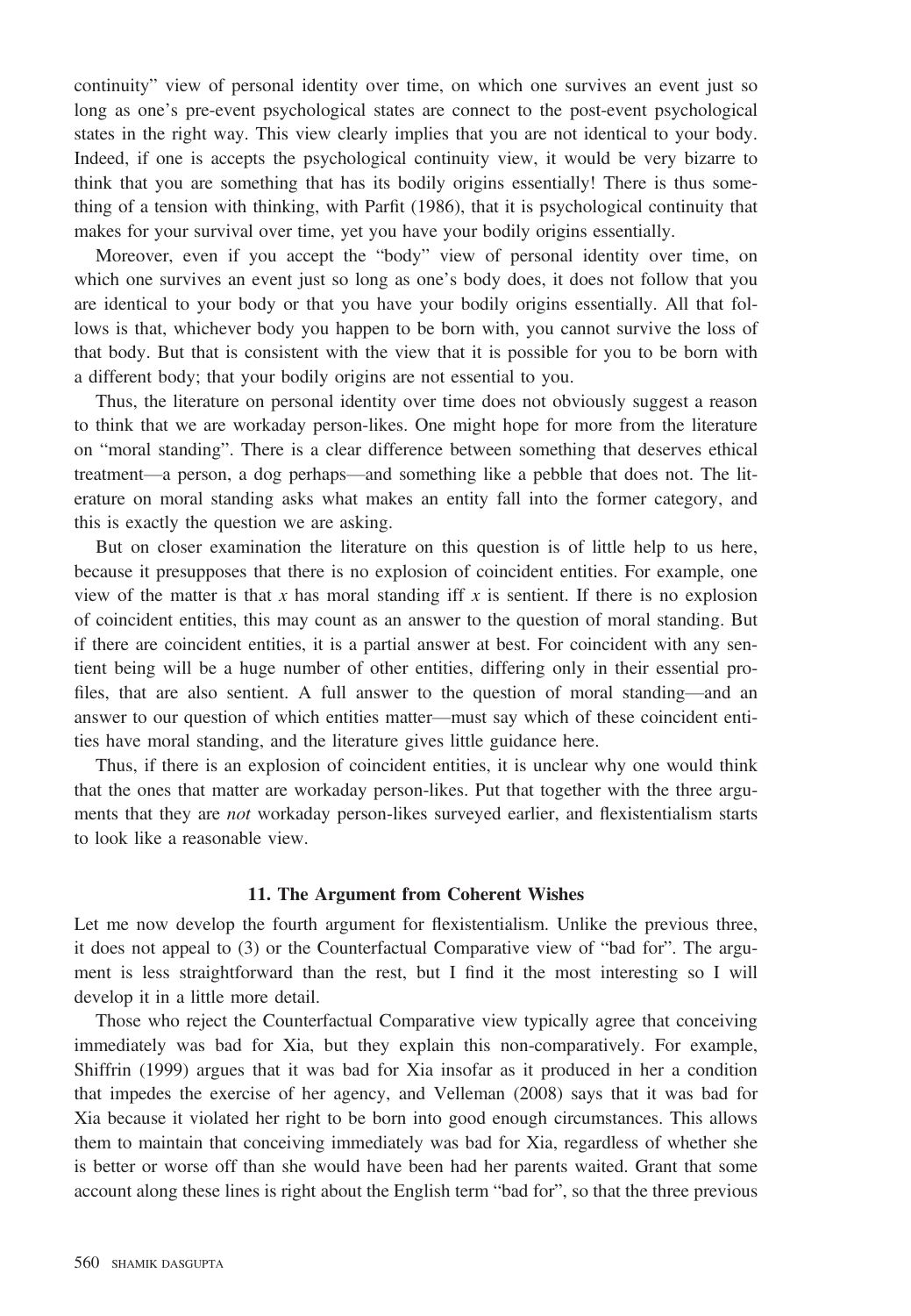continuity" view of personal identity over time, on which one survives an event just so long as one's pre-event psychological states are connect to the post-event psychological states in the right way. This view clearly implies that you are not identical to your body. Indeed, if one is accepts the psychological continuity view, it would be very bizarre to think that you are something that has its bodily origins essentially! There is thus something of a tension with thinking, with Parfit (1986), that it is psychological continuity that makes for your survival over time, yet you have your bodily origins essentially.

Moreover, even if you accept the "body" view of personal identity over time, on which one survives an event just so long as one's body does, it does not follow that you are identical to your body or that you have your bodily origins essentially. All that follows is that, whichever body you happen to be born with, you cannot survive the loss of that body. But that is consistent with the view that it is possible for you to be born with a different body; that your bodily origins are not essential to you.

Thus, the literature on personal identity over time does not obviously suggest a reason to think that we are workaday person-likes. One might hope for more from the literature on "moral standing". There is a clear difference between something that deserves ethical treatment—a person, a dog perhaps—and something like a pebble that does not. The literature on moral standing asks what makes an entity fall into the former category, and this is exactly the question we are asking.

But on closer examination the literature on this question is of little help to us here, because it presupposes that there is no explosion of coincident entities. For example, one view of the matter is that $x$ has moral standing iff $x$ is sentient. If there is no explosion of coincident entities, this may count as an answer to the question of moral standing. But if there are coincident entities, it is a partial answer at best. For coincident with any sentient being will be a huge number of other entities, differing only in their essential profiles, that are also sentient. A full answer to the question of moral standing—and an answer to our question of which entities matter—must say which of these coincident entities have moral standing, and the literature gives little guidance here.

Thus, if there is an explosion of coincident entities, it is unclear why one would think that the ones that matter are workaday person-likes. Put that together with the three arguments that they are *not* workaday person-likes surveyed earlier, and flexistentialism starts to look like a reasonable view.

## 11. The Argument from Coherent Wishes

Let me now develop the fourth argument for flexistentialism. Unlike the previous three, it does not appeal to (3) or the Counterfactual Comparative view of "bad for". The argument is less straightforward than the rest, but I find it the most interesting so I will develop it in a little more detail.

Those who reject the Counterfactual Comparative view typically agree that conceiving immediately was bad for Xia, but they explain this non-comparatively. For example, Shiffrin (1999) argues that it was bad for Xia insofar as it produced in her a condition that impedes the exercise of her agency, and Velleman (2008) says that it was bad for Xia because it violated her right to be born into good enough circumstances. This allows them to maintain that conceiving immediately was bad for Xia, regardless of whether she is better or worse off than she would have been had her parents waited. Grant that some account along these lines is right about the English term "bad for", so that the three previous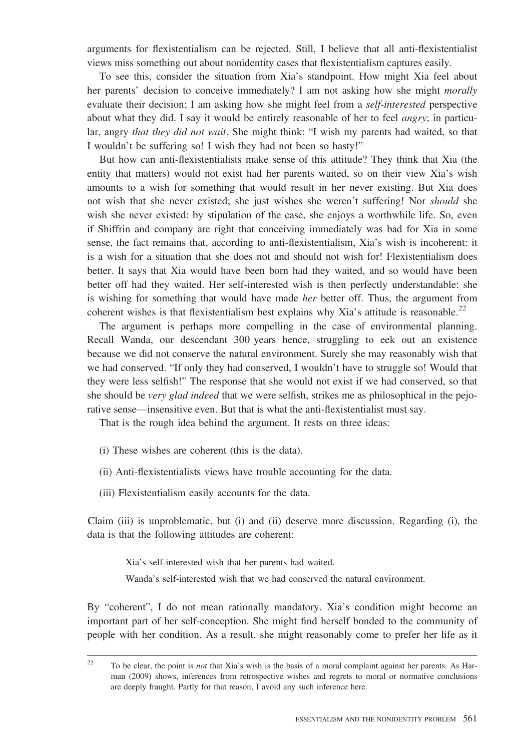arguments for flexistentialism can be rejected. Still, I believe that all anti-flexistentialist views miss something out about nonidentity cases that flexistentialism captures easily.

To see this, consider the situation from Xia's standpoint. How might Xia feel about her parents' decision to conceive immediately? I am not asking how she might *morally* evaluate their decision; I am asking how she might feel from a *self-interested* perspective about what they did. I say it would be entirely reasonable of her to feel *angry*; in particular, angry *that they did not wait*. She might think: "I wish my parents had waited, so that I wouldn't be suffering so! I wish they had not been so hasty!"

But how can anti-flexistentialists make sense of this attitude? They think that Xia (the entity that matters) would not exist had her parents waited, so on their view Xia's wish amounts to a wish for something that would result in her never existing. But Xia does not wish that she never existed; she just wishes she weren't suffering! Nor *should* she wish she never existed: by stipulation of the case, she enjoys a worthwhile life. So, even if Shiffrin and company are right that conceiving immediately was bad for Xia in some sense, the fact remains that, according to anti-flexistentialism, Xia's wish is incoherent: it is a wish for a situation that she does not and should not wish for! Flexistentialism does better. It says that Xia would have been born had they waited, and so would have been better off had they waited. Her self-interested wish is then perfectly understandable: she is wishing for something that would have made *her* better off. Thus, the argument from coherent wishes is that flexistentialism best explains why Xia's attitude is reasonable.[22]

The argument is perhaps more compelling in the case of environmental planning. Recall Wanda, our descendant 300 years hence, struggling to eek out an existence because we did not conserve the natural environment. Surely she may reasonably wish that we had conserved. "If only they had conserved, I wouldn't have to struggle so! Would that they were less selfish!" The response that she would not exist if we had conserved, so that she should be *very glad indeed* that we were selfish, strikes me as philosophical in the pejorative sense—insensitive even. But that is what the anti-flexistentialist must say.

That is the rough idea behind the argument. It rests on three ideas:

(i) These wishes are coherent (this is the data).

(ii) Anti-flexistentialists views have trouble accounting for the data.

(iii) Flexistentialism easily accounts for the data.

Claim (iii) is unproblematic, but (i) and (ii) deserve more discussion. Regarding (i), the data is that the following attitudes are coherent:

> Xia's self-interested wish that her parents had waited.
>
> Wanda's self-interested wish that we had conserved the natural environment.

By "coherent", I do not mean rationally mandatory. Xia's condition might become an important part of her self-conception. She might find herself bonded to the community of people with her condition. As a result, she might reasonably come to prefer her life as it

---

[22] To be clear, the point is *not* that Xia's wish is the basis of a moral complaint against her parents. As Harman (2009) shows, inferences from retrospective wishes and regrets to moral or normative conclusions are deeply fraught. Partly for that reason, I avoid any such inference here.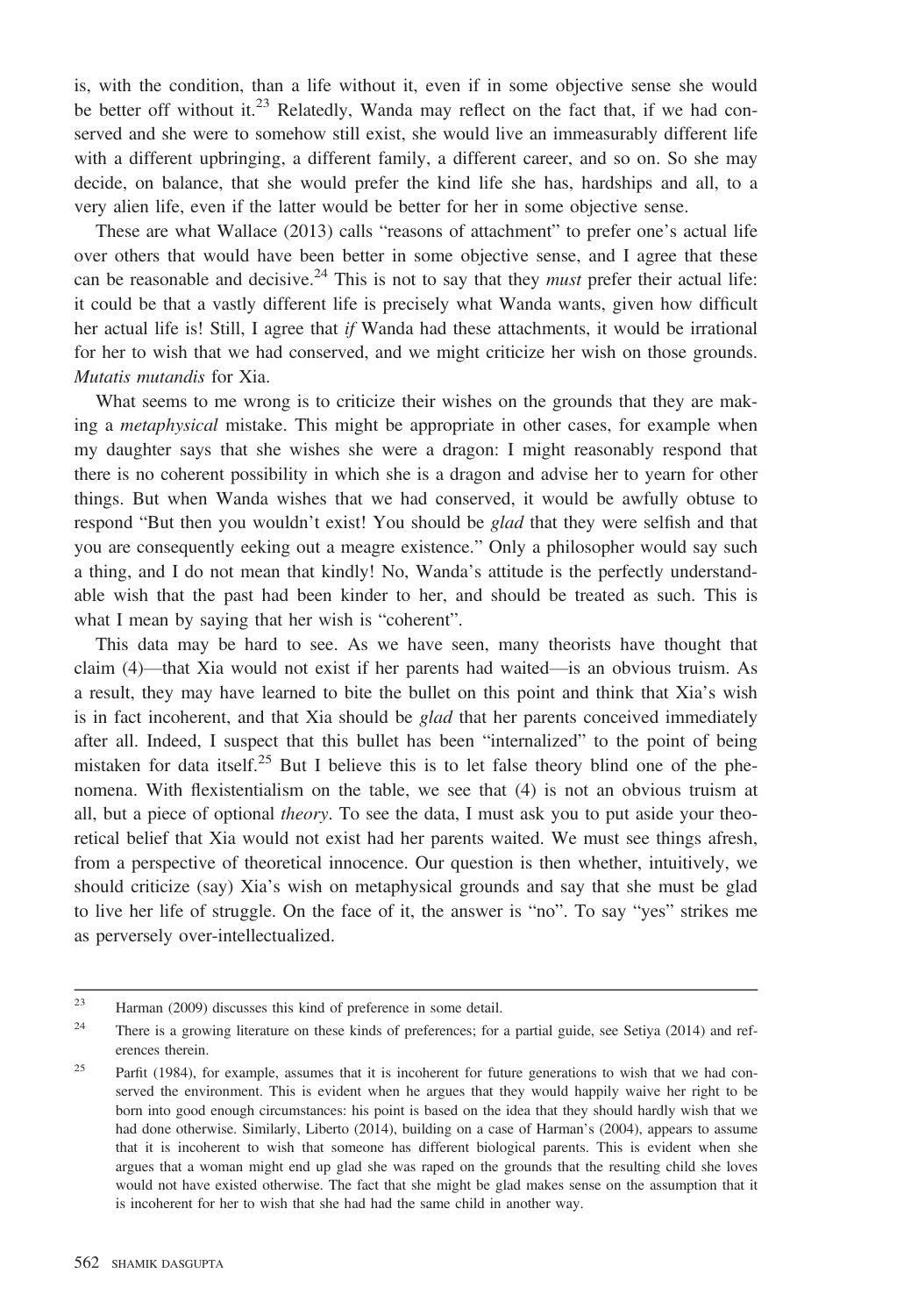is, with the condition, than a life without it, even if in some objective sense she would be better off without it.[23] Relatedly, Wanda may reflect on the fact that, if we had conserved and she were to somehow still exist, she would live an immeasurably different life with a different upbringing, a different family, a different career, and so on. So she may decide, on balance, that she would prefer the kind life she has, hardships and all, to a very alien life, even if the latter would be better for her in some objective sense.

These are what Wallace (2013) calls "reasons of attachment" to prefer one's actual life over others that would have been better in some objective sense, and I agree that these can be reasonable and decisive.[24] This is not to say that they *must* prefer their actual life: it could be that a vastly different life is precisely what Wanda wants, given how difficult her actual life is! Still, I agree that *if* Wanda had these attachments, it would be irrational for her to wish that we had conserved, and we might criticize her wish on those grounds. *Mutatis mutandis* for Xia.

What seems to me wrong is to criticize their wishes on the grounds that they are making a *metaphysical* mistake. This might be appropriate in other cases, for example when my daughter says that she wishes she were a dragon: I might reasonably respond that there is no coherent possibility in which she is a dragon and advise her to yearn for other things. But when Wanda wishes that we had conserved, it would be awfully obtuse to respond "But then you wouldn't exist! You should be *glad* that they were selfish and that you are consequently eeking out a meagre existence." Only a philosopher would say such a thing, and I do not mean that kindly! No, Wanda's attitude is the perfectly understandable wish that the past had been kinder to her, and should be treated as such. This is what I mean by saying that her wish is "coherent".

This data may be hard to see. As we have seen, many theorists have thought that claim (4)—that Xia would not exist if her parents had waited—is an obvious truism. As a result, they may have learned to bite the bullet on this point and think that Xia's wish is in fact incoherent, and that Xia should be *glad* that her parents conceived immediately after all. Indeed, I suspect that this bullet has been "internalized" to the point of being mistaken for data itself.[25] But I believe this is to let false theory blind one of the phenomena. With flexistentialism on the table, we see that (4) is not an obvious truism at all, but a piece of optional *theory*. To see the data, I must ask you to put aside your theoretical belief that Xia would not exist had her parents waited. We must see things afresh, from a perspective of theoretical innocence. Our question is then whether, intuitively, we should criticize (say) Xia's wish on metaphysical grounds and say that she must be glad to live her life of struggle. On the face of it, the answer is "no". To say "yes" strikes me as perversely over-intellectualized.

---

[23] Harman (2009) discusses this kind of preference in some detail.

[24] There is a growing literature on these kinds of preferences; for a partial guide, see Setiya (2014) and references therein.

[25] Parfit (1984), for example, assumes that it is incoherent for future generations to wish that we had conserved the environment. This is evident when he argues that they would happily waive her right to be born into good enough circumstances: his point is based on the idea that they should hardly wish that we had done otherwise. Similarly, Liberto (2014), building on a case of Harman's (2004), appears to assume that it is incoherent to wish that someone has different biological parents. This is evident when she argues that a woman might end up glad she was raped on the grounds that the resulting child she loves would not have existed otherwise. The fact that she might be glad makes sense on the assumption that it is incoherent for her to wish that she had had the same child in another way.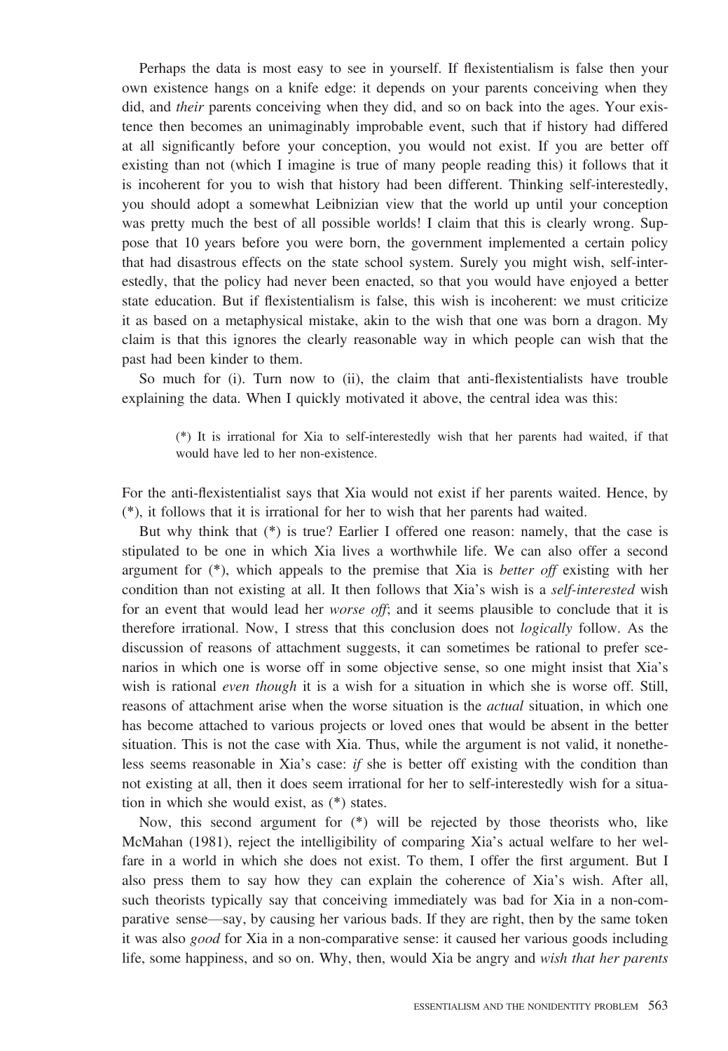Perhaps the data is most easy to see in yourself. If flexistentialism is false then your own existence hangs on a knife edge: it depends on your parents conceiving when they did, and *their* parents conceiving when they did, and so on back into the ages. Your existence then becomes an unimaginably improbable event, such that if history had differed at all significantly before your conception, you would not exist. If you are better off existing than not (which I imagine is true of many people reading this) it follows that it is incoherent for you to wish that history had been different. Thinking self-interestedly, you should adopt a somewhat Leibnizian view that the world up until your conception was pretty much the best of all possible worlds! I claim that this is clearly wrong. Suppose that 10 years before you were born, the government implemented a certain policy that had disastrous effects on the state school system. Surely you might wish, self-interestedly, that the policy had never been enacted, so that you would have enjoyed a better state education. But if flexistentialism is false, this wish is incoherent: we must criticize it as based on a metaphysical mistake, akin to the wish that one was born a dragon. My claim is that this ignores the clearly reasonable way in which people can wish that the past had been kinder to them.

So much for (i). Turn now to (ii), the claim that anti-flexistentialists have trouble explaining the data. When I quickly motivated it above, the central idea was this:

> (*) It is irrational for Xia to self-interestedly wish that her parents had waited, if that would have led to her non-existence.

For the anti-flexistentialist says that Xia would not exist if her parents waited. Hence, by (*), it follows that it is irrational for her to wish that her parents had waited.

But why think that (*) is true? Earlier I offered one reason: namely, that the case is stipulated to be one in which Xia lives a worthwhile life. We can also offer a second argument for (*), which appeals to the premise that Xia is *better off* existing with her condition than not existing at all. It then follows that Xia's wish is a *self-interested* wish for an event that would lead her *worse off*; and it seems plausible to conclude that it is therefore irrational. Now, I stress that this conclusion does not *logically* follow. As the discussion of reasons of attachment suggests, it can sometimes be rational to prefer scenarios in which one is worse off in some objective sense, so one might insist that Xia's wish is rational *even though* it is a wish for a situation in which she is worse off. Still, reasons of attachment arise when the worse situation is the *actual* situation, in which one has become attached to various projects or loved ones that would be absent in the better situation. This is not the case with Xia. Thus, while the argument is not valid, it nonetheless seems reasonable in Xia's case: *if* she is better off existing with the condition than not existing at all, then it does seem irrational for her to self-interestedly wish for a situation in which she would exist, as (*) states.

Now, this second argument for (*) will be rejected by those theorists who, like McMahan (1981), reject the intelligibility of comparing Xia's actual welfare to her welfare in a world in which she does not exist. To them, I offer the first argument. But I also press them to say how they can explain the coherence of Xia's wish. After all, such theorists typically say that conceiving immediately was bad for Xia in a non-comparative sense—say, by causing her various bads. If they are right, then by the same token it was also *good* for Xia in a non-comparative sense: it caused her various goods including life, some happiness, and so on. Why, then, would Xia be angry and *wish that her parents*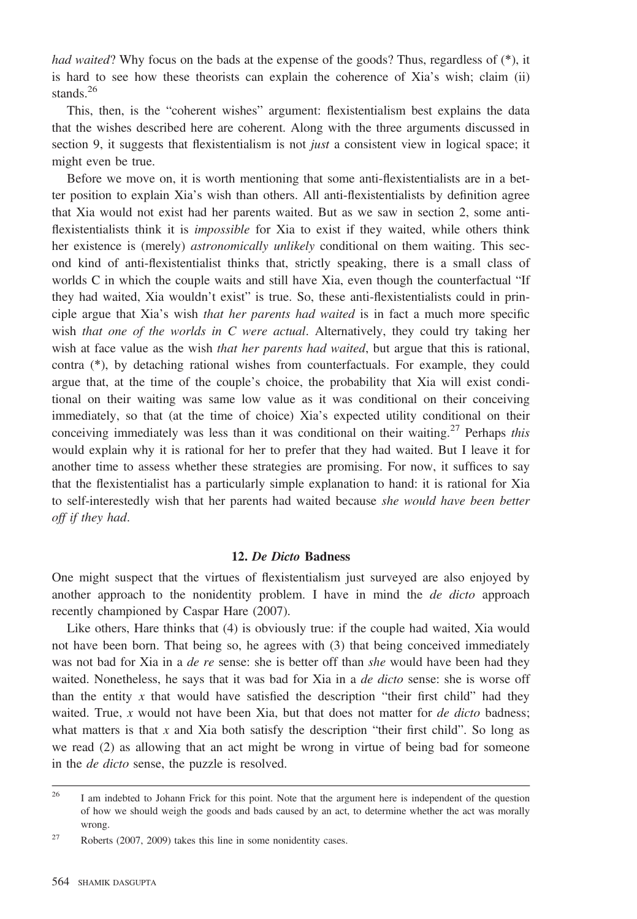*had waited*? Why focus on the bads at the expense of the goods? Thus, regardless of (*), it is hard to see how these theorists can explain the coherence of Xia's wish; claim (ii) stands.[26]

This, then, is the "coherent wishes" argument: flexistentialism best explains the data that the wishes described here are coherent. Along with the three arguments discussed in section 9, it suggests that flexistentialism is not *just* a consistent view in logical space; it might even be true.

Before we move on, it is worth mentioning that some anti-flexistentialists are in a better position to explain Xia's wish than others. All anti-flexistentialists by definition agree that Xia would not exist had her parents waited. But as we saw in section 2, some anti-flexistentialists think it is *impossible* for Xia to exist if they waited, while others think her existence is (merely) *astronomically unlikely* conditional on them waiting. This second kind of anti-flexistentialist thinks that, strictly speaking, there is a small class of worlds C in which the couple waits and still have Xia, even though the counterfactual "If they had waited, Xia wouldn't exist" is true. So, these anti-flexistentialists could in principle argue that Xia's wish *that her parents had waited* is in fact a much more specific wish *that one of the worlds in C were actual*. Alternatively, they could try taking her wish at face value as the wish *that her parents had waited*, but argue that this is rational, contra (*), by detaching rational wishes from counterfactuals. For example, they could argue that, at the time of the couple's choice, the probability that Xia will exist conditional on their waiting was same low value as it was conditional on their conceiving immediately, so that (at the time of choice) Xia's expected utility conditional on their conceiving immediately was less than it was conditional on their waiting.[27] Perhaps *this* would explain why it is rational for her to prefer that they had waited. But I leave it for another time to assess whether these strategies are promising. For now, it suffices to say that the flexistentialist has a particularly simple explanation to hand: it is rational for Xia to self-interestedly wish that her parents had waited because *she would have been better off if they had*.

## 12. *De Dicto* Badness

One might suspect that the virtues of flexistentialism just surveyed are also enjoyed by another approach to the nonidentity problem. I have in mind the *de dicto* approach recently championed by Caspar Hare (2007).

Like others, Hare thinks that (4) is obviously true: if the couple had waited, Xia would not have been born. That being so, he agrees with (3) that being conceived immediately was not bad for Xia in a *de re* sense: she is better off than *she* would have been had they waited. Nonetheless, he says that it was bad for Xia in a *de dicto* sense: she is worse off than the entity $x$ that would have satisfied the description "their first child" had they waited. True, $x$ would not have been Xia, but that does not matter for *de dicto* badness; what matters is that $x$ and Xia both satisfy the description "their first child". So long as we read (2) as allowing that an act might be wrong in virtue of being bad for someone in the *de dicto* sense, the puzzle is resolved.

---

[26] I am indebted to Johann Frick for this point. Note that the argument here is independent of the question of how we should weigh the goods and bads caused by an act, to determine whether the act was morally wrong.

[27] Roberts (2007, 2009) takes this line in some nonidentity cases.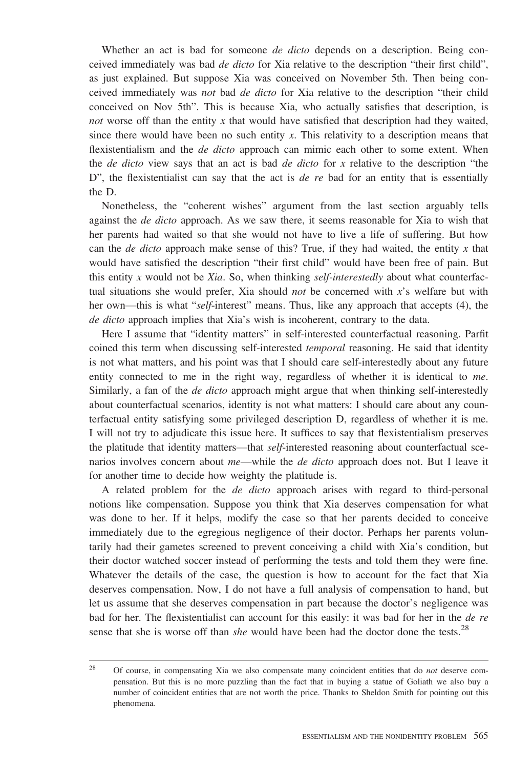Whether an act is bad for someone *de dicto* depends on a description. Being conceived immediately was bad *de dicto* for Xia relative to the description "their first child", as just explained. But suppose Xia was conceived on November 5th. Then being conceived immediately was *not* bad *de dicto* for Xia relative to the description "their child conceived on Nov 5th". This is because Xia, who actually satisfies that description, is *not* worse off than the entity $x$ that would have satisfied that description had they waited, since there would have been no such entity $x$. This relativity to a description means that flexistentialism and the *de dicto* approach can mimic each other to some extent. When the *de dicto* view says that an act is bad *de dicto* for $x$ relative to the description "the D", the flexistentialist can say that the act is *de re* bad for an entity that is essentially the D.

Nonetheless, the "coherent wishes" argument from the last section arguably tells against the *de dicto* approach. As we saw there, it seems reasonable for Xia to wish that her parents had waited so that she would not have to live a life of suffering. But how can the *de dicto* approach make sense of this? True, if they had waited, the entity $x$ that would have satisfied the description "their first child" would have been free of pain. But this entity $x$ would not be *Xia*. So, when thinking *self-interestedly* about what counterfactual situations she would prefer, Xia should *not* be concerned with $x$'s welfare but with her own—this is what "*self*-interest" means. Thus, like any approach that accepts (4), the *de dicto* approach implies that Xia's wish is incoherent, contrary to the data.

Here I assume that "identity matters" in self-interested counterfactual reasoning. Parfit coined this term when discussing self-interested *temporal* reasoning. He said that identity is not what matters, and his point was that I should care self-interestedly about any future entity connected to me in the right way, regardless of whether it is identical to *me*. Similarly, a fan of the *de dicto* approach might argue that when thinking self-interestedly about counterfactual scenarios, identity is not what matters: I should care about any counterfactual entity satisfying some privileged description D, regardless of whether it is me. I will not try to adjudicate this issue here. It suffices to say that flexistentialism preserves the platitude that identity matters—that *self*-interested reasoning about counterfactual scenarios involves concern about *me*—while the *de dicto* approach does not. But I leave it for another time to decide how weighty the platitude is.

A related problem for the *de dicto* approach arises with regard to third-personal notions like compensation. Suppose you think that Xia deserves compensation for what was done to her. If it helps, modify the case so that her parents decided to conceive immediately due to the egregious negligence of their doctor. Perhaps her parents voluntarily had their gametes screened to prevent conceiving a child with Xia's condition, but their doctor watched soccer instead of performing the tests and told them they were fine. Whatever the details of the case, the question is how to account for the fact that Xia deserves compensation. Now, I do not have a full analysis of compensation to hand, but let us assume that she deserves compensation in part because the doctor's negligence was bad for her. The flexistentialist can account for this easily: it was bad for her in the *de re* sense that she is worse off than *she* would have been had the doctor done the tests.[28]

[28] Of course, in compensating Xia we also compensate many coincident entities that do *not* deserve compensation. But this is no more puzzling than the fact that in buying a statue of Goliath we also buy a number of coincident entities that are not worth the price. Thanks to Sheldon Smith for pointing out this phenomena.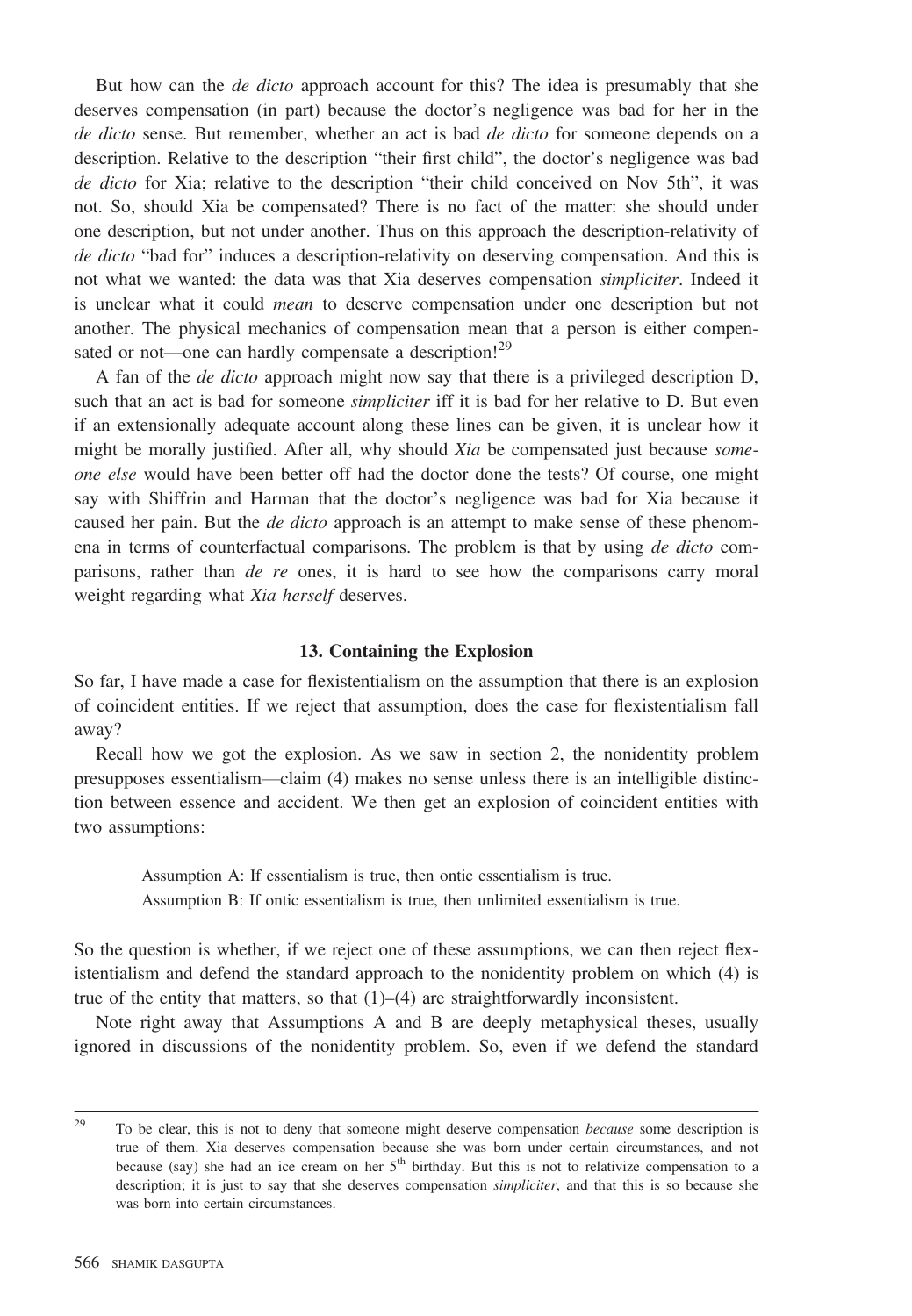But how can the *de dicto* approach account for this? The idea is presumably that she deserves compensation (in part) because the doctor's negligence was bad for her in the *de dicto* sense. But remember, whether an act is bad *de dicto* for someone depends on a description. Relative to the description "their first child", the doctor's negligence was bad *de dicto* for Xia; relative to the description "their child conceived on Nov 5th", it was not. So, should Xia be compensated? There is no fact of the matter: she should under one description, but not under another. Thus on this approach the description-relativity of *de dicto* "bad for" induces a description-relativity on deserving compensation. And this is not what we wanted: the data was that Xia deserves compensation *simpliciter*. Indeed it is unclear what it could *mean* to deserve compensation under one description but not another. The physical mechanics of compensation mean that a person is either compensated or not—one can hardly compensate a description![29]

A fan of the *de dicto* approach might now say that there is a privileged description D, such that an act is bad for someone *simpliciter* iff it is bad for her relative to D. But even if an extensionally adequate account along these lines can be given, it is unclear how it might be morally justified. After all, why should *Xia* be compensated just because *someone else* would have been better off had the doctor done the tests? Of course, one might say with Shiffrin and Harman that the doctor's negligence was bad for Xia because it caused her pain. But the *de dicto* approach is an attempt to make sense of these phenomena in terms of counterfactual comparisons. The problem is that by using *de dicto* comparisons, rather than *de re* ones, it is hard to see how the comparisons carry moral weight regarding what *Xia herself* deserves.

## 13. Containing the Explosion

So far, I have made a case for flexistentialism on the assumption that there is an explosion of coincident entities. If we reject that assumption, does the case for flexistentialism fall away?

Recall how we got the explosion. As we saw in section 2, the nonidentity problem presupposes essentialism—claim (4) makes no sense unless there is an intelligible distinction between essence and accident. We then get an explosion of coincident entities with two assumptions:

> Assumption A: If essentialism is true, then ontic essentialism is true.
> Assumption B: If ontic essentialism is true, then unlimited essentialism is true.

So the question is whether, if we reject one of these assumptions, we can then reject flexistentialism and defend the standard approach to the nonidentity problem on which (4) is true of the entity that matters, so that (1)–(4) are straightforwardly inconsistent.

Note right away that Assumptions A and B are deeply metaphysical theses, usually ignored in discussions of the nonidentity problem. So, even if we defend the standard

---

[29] To be clear, this is not to deny that someone might deserve compensation *because* some description is true of them. Xia deserves compensation because she was born under certain circumstances, and not because (say) she had an ice cream on her 5th birthday. But this is not to relativize compensation to a description; it is just to say that she deserves compensation *simpliciter*, and that this is so because she was born into certain circumstances.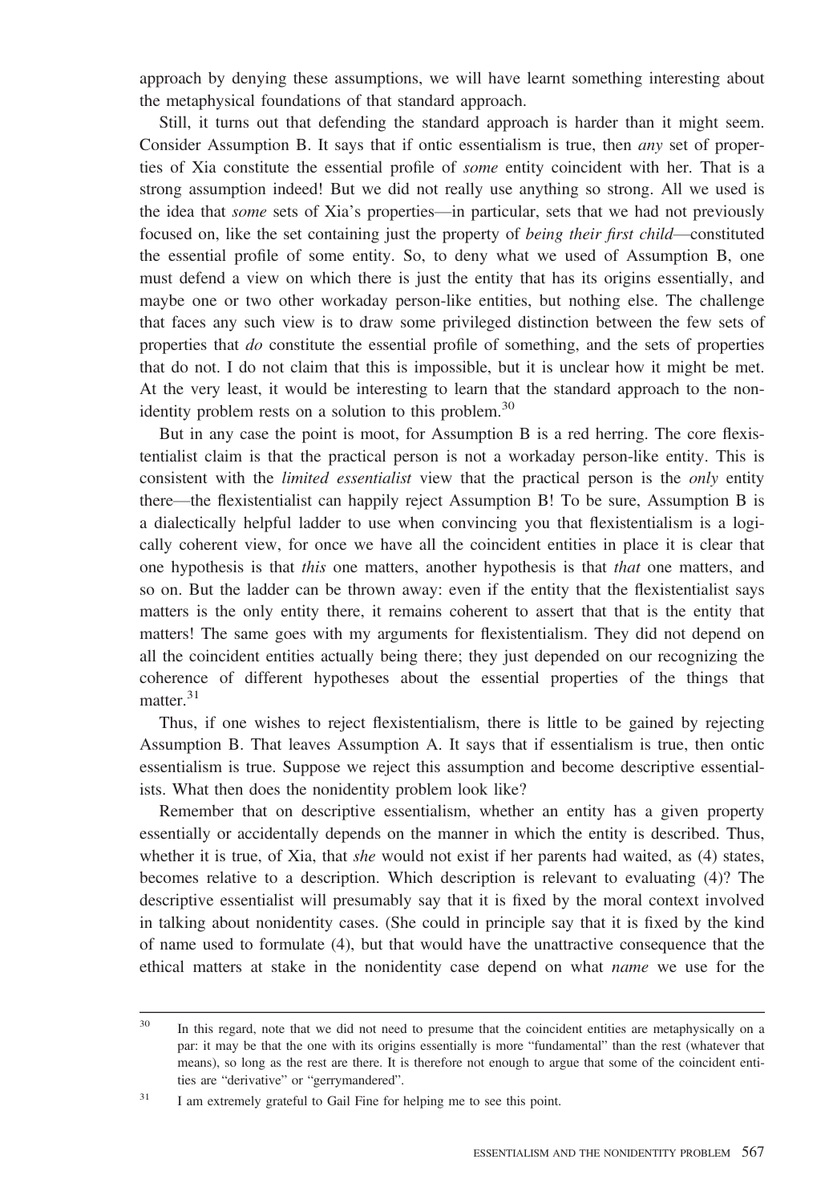approach by denying these assumptions, we will have learnt something interesting about the metaphysical foundations of that standard approach.

Still, it turns out that defending the standard approach is harder than it might seem. Consider Assumption B. It says that if ontic essentialism is true, then *any* set of properties of Xia constitute the essential profile of *some* entity coincident with her. That is a strong assumption indeed! But we did not really use anything so strong. All we used is the idea that *some* sets of Xia's properties—in particular, sets that we had not previously focused on, like the set containing just the property of *being their first child*—constituted the essential profile of some entity. So, to deny what we used of Assumption B, one must defend a view on which there is just the entity that has its origins essentially, and maybe one or two other workaday person-like entities, but nothing else. The challenge that faces any such view is to draw some privileged distinction between the few sets of properties that *do* constitute the essential profile of something, and the sets of properties that do not. I do not claim that this is impossible, but it is unclear how it might be met. At the very least, it would be interesting to learn that the standard approach to the nonidentity problem rests on a solution to this problem.[30]

But in any case the point is moot, for Assumption B is a red herring. The core flexistentialist claim is that the practical person is not a workaday person-like entity. This is consistent with the *limited essentialist* view that the practical person is the *only* entity there—the flexistentialist can happily reject Assumption B! To be sure, Assumption B is a dialectically helpful ladder to use when convincing you that flexistentialism is a logically coherent view, for once we have all the coincident entities in place it is clear that one hypothesis is that *this* one matters, another hypothesis is that *that* one matters, and so on. But the ladder can be thrown away: even if the entity that the flexistentialist says matters is the only entity there, it remains coherent to assert that that is the entity that matters! The same goes with my arguments for flexistentialism. They did not depend on all the coincident entities actually being there; they just depended on our recognizing the coherence of different hypotheses about the essential properties of the things that matter.[31]

Thus, if one wishes to reject flexistentialism, there is little to be gained by rejecting Assumption B. That leaves Assumption A. It says that if essentialism is true, then ontic essentialism is true. Suppose we reject this assumption and become descriptive essentialists. What then does the nonidentity problem look like?

Remember that on descriptive essentialism, whether an entity has a given property essentially or accidentally depends on the manner in which the entity is described. Thus, whether it is true, of Xia, that *she* would not exist if her parents had waited, as (4) states, becomes relative to a description. Which description is relevant to evaluating (4)? The descriptive essentialist will presumably say that it is fixed by the moral context involved in talking about nonidentity cases. (She could in principle say that it is fixed by the kind of name used to formulate (4), but that would have the unattractive consequence that the ethical matters at stake in the nonidentity case depend on what *name* we use for the

---

[30] In this regard, note that we did not need to presume that the coincident entities are metaphysically on a par: it may be that the one with its origins essentially is more "fundamental" than the rest (whatever that means), so long as the rest are there. It is therefore not enough to argue that some of the coincident entities are "derivative" or "gerrymandered".

[31] I am extremely grateful to Gail Fine for helping me to see this point.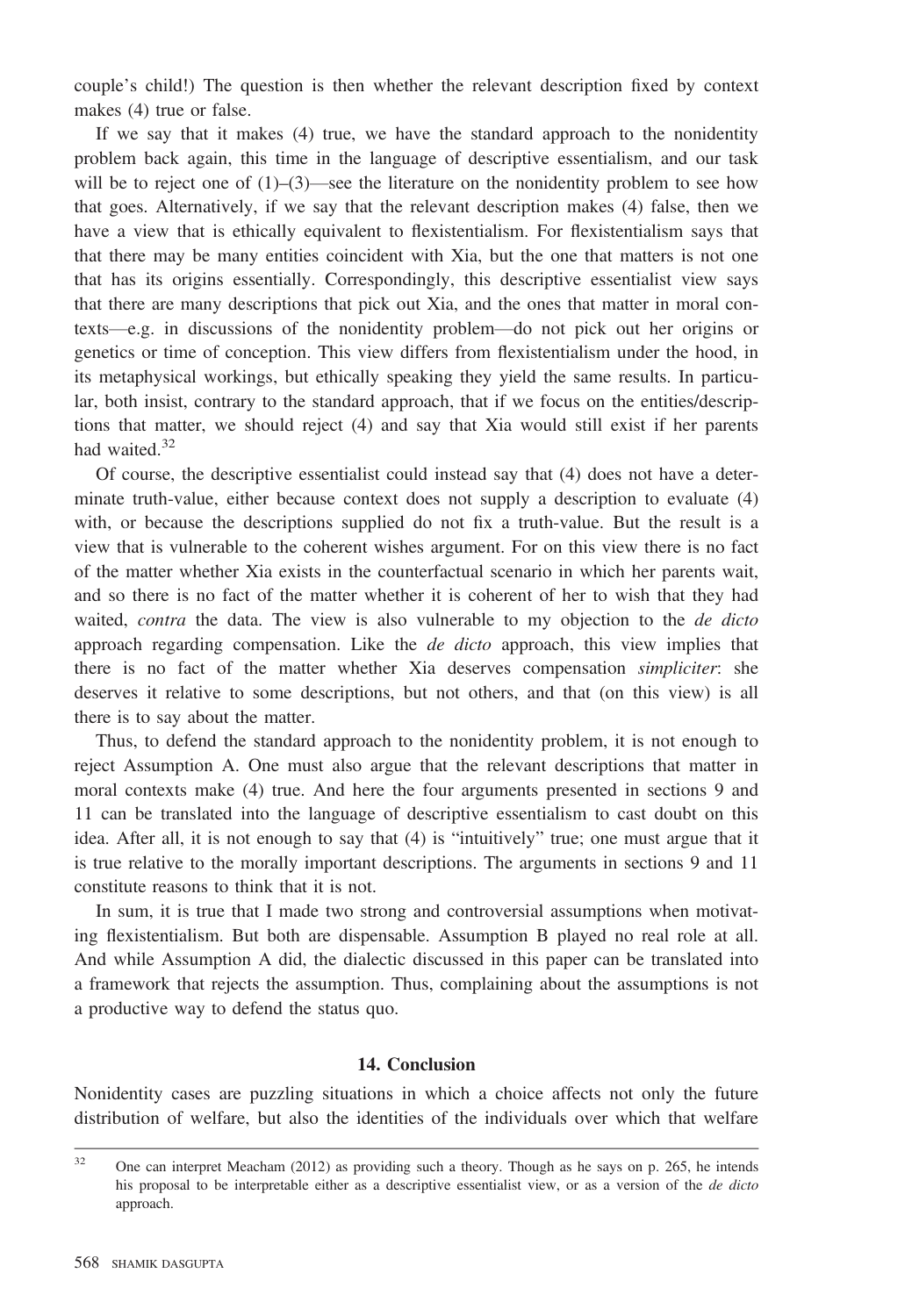couple's child!) The question is then whether the relevant description fixed by context makes (4) true or false.

If we say that it makes (4) true, we have the standard approach to the nonidentity problem back again, this time in the language of descriptive essentialism, and our task will be to reject one of (1)–(3)—see the literature on the nonidentity problem to see how that goes. Alternatively, if we say that the relevant description makes (4) false, then we have a view that is ethically equivalent to flexistentialism. For flexistentialism says that that there may be many entities coincident with Xia, but the one that matters is not one that has its origins essentially. Correspondingly, this descriptive essentialist view says that there are many descriptions that pick out Xia, and the ones that matter in moral contexts—e.g. in discussions of the nonidentity problem—do not pick out her origins or genetics or time of conception. This view differs from flexistentialism under the hood, in its metaphysical workings, but ethically speaking they yield the same results. In particular, both insist, contrary to the standard approach, that if we focus on the entities/descriptions that matter, we should reject (4) and say that Xia would still exist if her parents had waited.[32]

Of course, the descriptive essentialist could instead say that (4) does not have a determinate truth-value, either because context does not supply a description to evaluate (4) with, or because the descriptions supplied do not fix a truth-value. But the result is a view that is vulnerable to the coherent wishes argument. For on this view there is no fact of the matter whether Xia exists in the counterfactual scenario in which her parents wait, and so there is no fact of the matter whether it is coherent of her to wish that they had waited, *contra* the data. The view is also vulnerable to my objection to the *de dicto* approach regarding compensation. Like the *de dicto* approach, this view implies that there is no fact of the matter whether Xia deserves compensation *simpliciter*: she deserves it relative to some descriptions, but not others, and that (on this view) is all there is to say about the matter.

Thus, to defend the standard approach to the nonidentity problem, it is not enough to reject Assumption A. One must also argue that the relevant descriptions that matter in moral contexts make (4) true. And here the four arguments presented in sections 9 and 11 can be translated into the language of descriptive essentialism to cast doubt on this idea. After all, it is not enough to say that (4) is "intuitively" true; one must argue that it is true relative to the morally important descriptions. The arguments in sections 9 and 11 constitute reasons to think that it is not.

In sum, it is true that I made two strong and controversial assumptions when motivating flexistentialism. But both are dispensable. Assumption B played no real role at all. And while Assumption A did, the dialectic discussed in this paper can be translated into a framework that rejects the assumption. Thus, complaining about the assumptions is not a productive way to defend the status quo.

## 14. Conclusion

Nonidentity cases are puzzling situations in which a choice affects not only the future distribution of welfare, but also the identities of the individuals over which that welfare

[32] One can interpret Meacham (2012) as providing such a theory. Though as he says on p. 265, he intends his proposal to be interpretable either as a descriptive essentialist view, or as a version of the *de dicto* approach.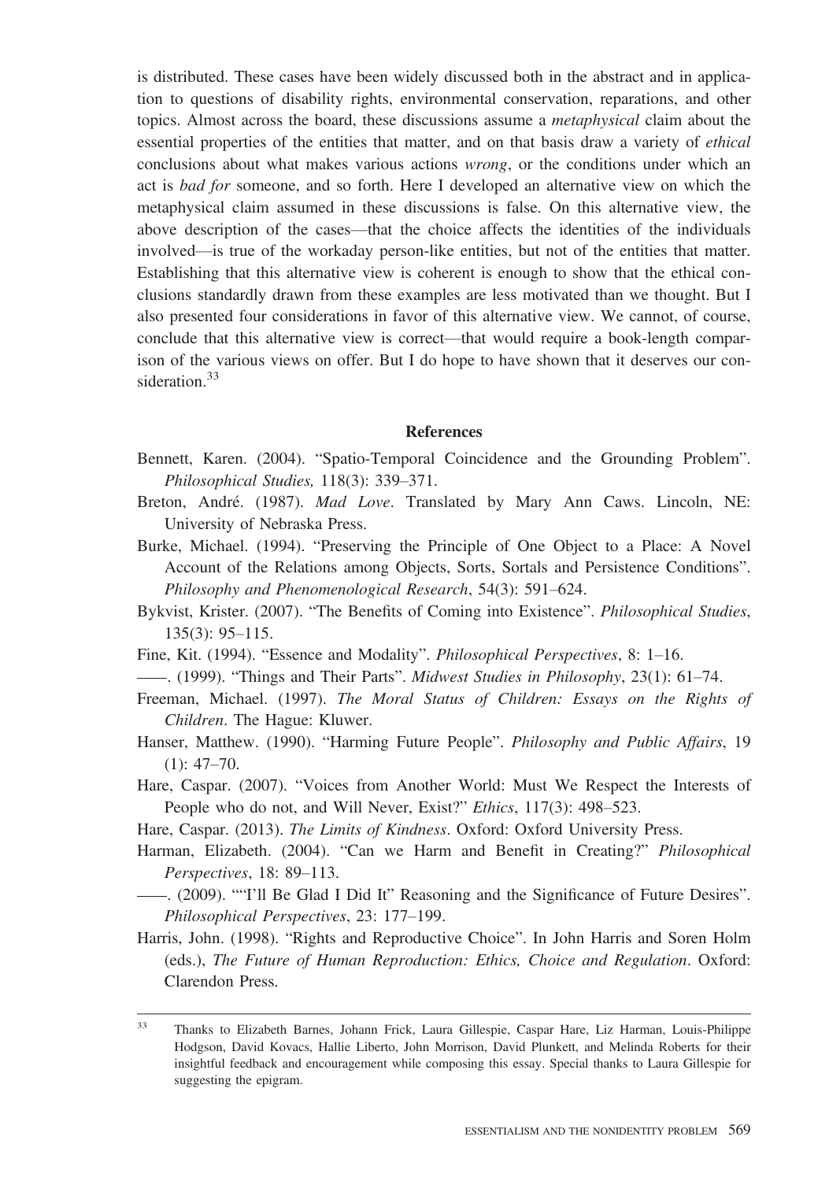is distributed. These cases have been widely discussed both in the abstract and in application to questions of disability rights, environmental conservation, reparations, and other topics. Almost across the board, these discussions assume a *metaphysical* claim about the essential properties of the entities that matter, and on that basis draw a variety of *ethical* conclusions about what makes various actions *wrong*, or the conditions under which an act is *bad for* someone, and so forth. Here I developed an alternative view on which the metaphysical claim assumed in these discussions is false. On this alternative view, the above description of the cases—that the choice affects the identities of the individuals involved—is true of the workaday person-like entities, but not of the entities that matter. Establishing that this alternative view is coherent is enough to show that the ethical conclusions standardly drawn from these examples are less motivated than we thought. But I also presented four considerations in favor of this alternative view. We cannot, of course, conclude that this alternative view is correct—that would require a book-length comparison of the various views on offer. But I do hope to have shown that it deserves our consideration.[33]

## References

Bennett, Karen. (2004). "Spatio-Temporal Coincidence and the Grounding Problem". *Philosophical Studies,* 118(3): 339–371.

Breton, André. (1987). *Mad Love*. Translated by Mary Ann Caws. Lincoln, NE: University of Nebraska Press.

Burke, Michael. (1994). "Preserving the Principle of One Object to a Place: A Novel Account of the Relations among Objects, Sorts, Sortals and Persistence Conditions". *Philosophy and Phenomenological Research*, 54(3): 591–624.

Bykvist, Krister. (2007). "The Benefits of Coming into Existence". *Philosophical Studies*, 135(3): 95–115.

Fine, Kit. (1994). "Essence and Modality". *Philosophical Perspectives*, 8: 1–16.

——. (1999). "Things and Their Parts". *Midwest Studies in Philosophy*, 23(1): 61–74.

Freeman, Michael. (1997). *The Moral Status of Children: Essays on the Rights of Children*. The Hague: Kluwer.

Hanser, Matthew. (1990). "Harming Future People". *Philosophy and Public Affairs*, 19 (1): 47–70.

Hare, Caspar. (2007). "Voices from Another World: Must We Respect the Interests of People who do not, and Will Never, Exist?" *Ethics*, 117(3): 498–523.

Hare, Caspar. (2013). *The Limits of Kindness*. Oxford: Oxford University Press.

Harman, Elizabeth. (2004). "Can we Harm and Benefit in Creating?" *Philosophical Perspectives*, 18: 89–113.

——. (2009). ""I'll Be Glad I Did It" Reasoning and the Significance of Future Desires". *Philosophical Perspectives*, 23: 177–199.

Harris, John. (1998). "Rights and Reproductive Choice". In John Harris and Soren Holm (eds.), *The Future of Human Reproduction: Ethics, Choice and Regulation*. Oxford: Clarendon Press.

[33] Thanks to Elizabeth Barnes, Johann Frick, Laura Gillespie, Caspar Hare, Liz Harman, Louis-Philippe Hodgson, David Kovacs, Hallie Liberto, John Morrison, David Plunkett, and Melinda Roberts for their insightful feedback and encouragement while composing this essay. Special thanks to Laura Gillespie for suggesting the epigram.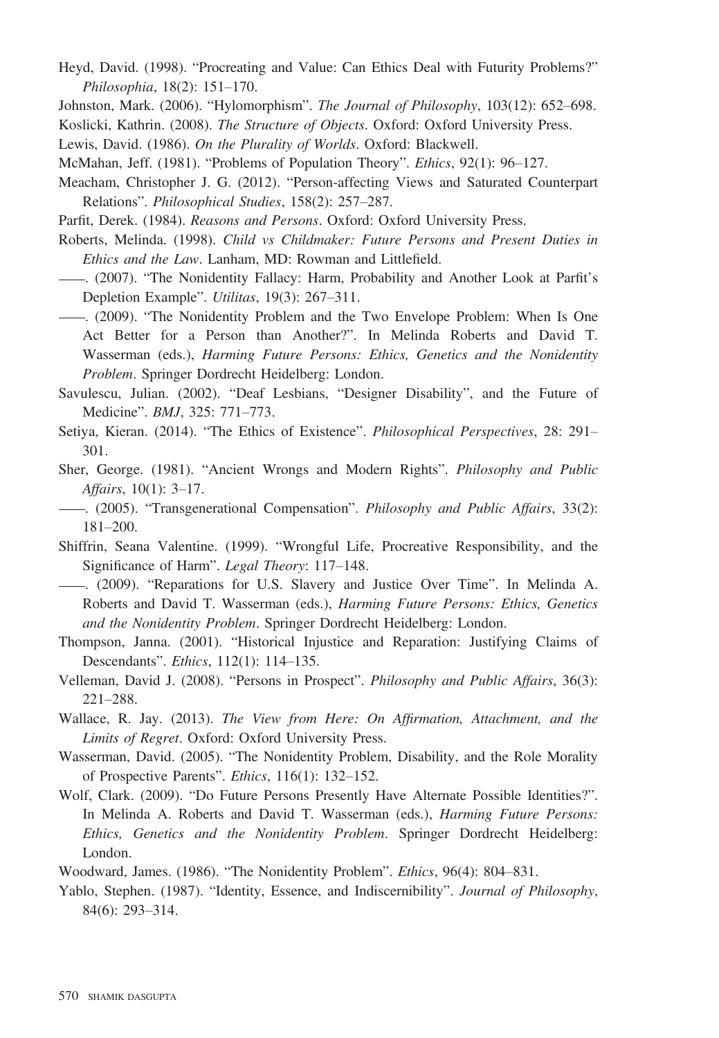Heyd, David. (1998). "Procreating and Value: Can Ethics Deal with Futurity Problems?" *Philosophia*, 18(2): 151–170.

Johnston, Mark. (2006). "Hylomorphism". *The Journal of Philosophy*, 103(12): 652–698.

Koslicki, Kathrin. (2008). *The Structure of Objects*. Oxford: Oxford University Press.

Lewis, David. (1986). *On the Plurality of Worlds*. Oxford: Blackwell.

McMahan, Jeff. (1981). "Problems of Population Theory". *Ethics*, 92(1): 96–127.

Meacham, Christopher J. G. (2012). "Person-affecting Views and Saturated Counterpart Relations". *Philosophical Studies*, 158(2): 257–287.

Parfit, Derek. (1984). *Reasons and Persons*. Oxford: Oxford University Press.

Roberts, Melinda. (1998). *Child vs Childmaker: Future Persons and Present Duties in Ethics and the Law*. Lanham, MD: Rowman and Littlefield.

——. (2007). "The Nonidentity Fallacy: Harm, Probability and Another Look at Parfit's Depletion Example". *Utilitas*, 19(3): 267–311.

——. (2009). "The Nonidentity Problem and the Two Envelope Problem: When Is One Act Better for a Person than Another?". In Melinda Roberts and David T. Wasserman (eds.), *Harming Future Persons: Ethics, Genetics and the Nonidentity Problem*. Springer Dordrecht Heidelberg: London.

Savulescu, Julian. (2002). "Deaf Lesbians, "Designer Disability", and the Future of Medicine". *BMJ*, 325: 771–773.

Setiya, Kieran. (2014). "The Ethics of Existence". *Philosophical Perspectives*, 28: 291–301.

Sher, George. (1981). "Ancient Wrongs and Modern Rights". *Philosophy and Public Affairs*, 10(1): 3–17.

——. (2005). "Transgenerational Compensation". *Philosophy and Public Affairs*, 33(2): 181–200.

Shiffrin, Seana Valentine. (1999). "Wrongful Life, Procreative Responsibility, and the Significance of Harm". *Legal Theory*: 117–148.

——. (2009). "Reparations for U.S. Slavery and Justice Over Time". In Melinda A. Roberts and David T. Wasserman (eds.), *Harming Future Persons: Ethics, Genetics and the Nonidentity Problem*. Springer Dordrecht Heidelberg: London.

Thompson, Janna. (2001). "Historical Injustice and Reparation: Justifying Claims of Descendants". *Ethics*, 112(1): 114–135.

Velleman, David J. (2008). "Persons in Prospect". *Philosophy and Public Affairs*, 36(3): 221–288.

Wallace, R. Jay. (2013). *The View from Here: On Affirmation, Attachment, and the Limits of Regret*. Oxford: Oxford University Press.

Wasserman, David. (2005). "The Nonidentity Problem, Disability, and the Role Morality of Prospective Parents". *Ethics*, 116(1): 132–152.

Wolf, Clark. (2009). "Do Future Persons Presently Have Alternate Possible Identities?". In Melinda A. Roberts and David T. Wasserman (eds.), *Harming Future Persons: Ethics, Genetics and the Nonidentity Problem*. Springer Dordrecht Heidelberg: London.

Woodward, James. (1986). "The Nonidentity Problem". *Ethics*, 96(4): 804–831.

Yablo, Stephen. (1987). "Identity, Essence, and Indiscernibility". *Journal of Philosophy*, 84(6): 293–314.